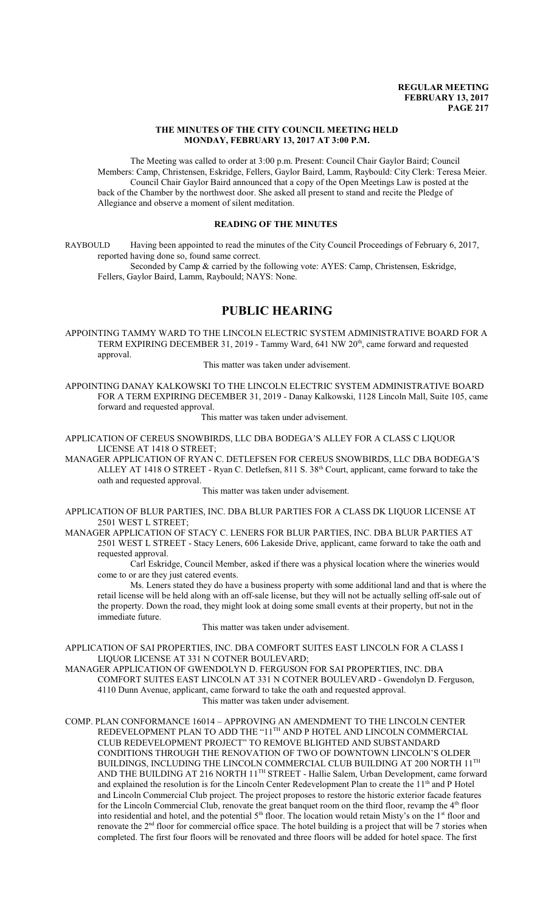# THE MINUTES OF THE CITY COUNCIL MEETING HELD MONDAY, FEBRUARY 13, 2017 AT 3:00 P.M.

The Meeting was called to order at 3:00 p.m. Present: Council Chair Gaylor Baird; Council Members: Camp, Christensen, Eskridge, Fellers, Gaylor Baird, Lamm, Raybould: City Clerk: Teresa Meier.

Council Chair Gaylor Baird announced that a copy of the Open Meetings Law is posted at the back of the Chamber by the northwest door. She asked all present to stand and recite the Pledge of Allegiance and observe a moment of silent meditation.

## READING OF THE MINUTES

RAYBOULD Having been appointed to read the minutes of the City Council Proceedings of February 6, 2017, reported having done so, found same correct.

Seconded by Camp & carried by the following vote: AYES: Camp, Christensen, Eskridge, Fellers, Gaylor Baird, Lamm, Raybould; NAYS: None.

# PUBLIC HEARING

APPOINTING TAMMY WARD TO THE LINCOLN ELECTRIC SYSTEM ADMINISTRATIVE BOARD FOR A TERM EXPIRING DECEMBER 31, 2019 - Tammy Ward, 641 NW 20th, came forward and requested approval.

This matter was taken under advisement.

APPOINTING DANAY KALKOWSKI TO THE LINCOLN ELECTRIC SYSTEM ADMINISTRATIVE BOARD FOR A TERM EXPIRING DECEMBER 31, 2019 - Danay Kalkowski, 1128 Lincoln Mall, Suite 105, came forward and requested approval.

This matter was taken under advisement.

APPLICATION OF CEREUS SNOWBIRDS, LLC DBA BODEGA'S ALLEY FOR A CLASS C LIQUOR LICENSE AT 1418 O STREET;

MANAGER APPLICATION OF RYAN C. DETLEFSEN FOR CEREUS SNOWBIRDS, LLC DBA BODEGA'S ALLEY AT 1418 O STREET - Ryan C. Detlefsen, 811 S. 38th Court, applicant, came forward to take the oath and requested approval.

This matter was taken under advisement.

APPLICATION OF BLUR PARTIES, INC. DBA BLUR PARTIES FOR A CLASS DK LIQUOR LICENSE AT 2501 WEST L STREET;

MANAGER APPLICATION OF STACY C. LENERS FOR BLUR PARTIES, INC. DBA BLUR PARTIES AT 2501 WEST L STREET - Stacy Leners, 606 Lakeside Drive, applicant, came forward to take the oath and requested approval.

Carl Eskridge, Council Member, asked if there was a physical location where the wineries would come to or are they just catered events.

Ms. Leners stated they do have a business property with some additional land and that is where the retail license will be held along with an off-sale license, but they will not be actually selling off-sale out of the property. Down the road, they might look at doing some small events at their property, but not in the immediate future.

This matter was taken under advisement.

APPLICATION OF SAI PROPERTIES, INC. DBA COMFORT SUITES EAST LINCOLN FOR A CLASS I LIQUOR LICENSE AT 331 N COTNER BOULEVARD;

MANAGER APPLICATION OF GWENDOLYN D. FERGUSON FOR SAI PROPERTIES, INC. DBA COMFORT SUITES EAST LINCOLN AT 331 N COTNER BOULEVARD - Gwendolyn D. Ferguson, 4110 Dunn Avenue, applicant, came forward to take the oath and requested approval.

This matter was taken under advisement.

COMP. PLAN CONFORMANCE 16014 – APPROVING AN AMENDMENT TO THE LINCOLN CENTER REDEVELOPMENT PLAN TO ADD THE "11TH AND P HOTEL AND LINCOLN COMMERCIAL CLUB REDEVELOPMENT PROJECT" TO REMOVE BLIGHTED AND SUBSTANDARD CONDITIONS THROUGH THE RENOVATION OF TWO OF DOWNTOWN LINCOLN'S OLDER BUILDINGS, INCLUDING THE LINCOLN COMMERCIAL CLUB BUILDING AT 200 NORTH 11TH AND THE BUILDING AT 216 NORTH 11TH STREET - Hallie Salem, Urban Development, came forward and explained the resolution is for the Lincoln Center Redevelopment Plan to create the 11th and P Hotel and Lincoln Commercial Club project. The project proposes to restore the historic exterior facade features for the Lincoln Commercial Club, renovate the great banquet room on the third floor, revamp the 4th floor into residential and hotel, and the potential 5th floor. The location would retain Misty's on the 1st floor and renovate the 2nd floor for commercial office space. The hotel building is a project that will be 7 stories when completed. The first four floors will be renovated and three floors will be added for hotel space. The first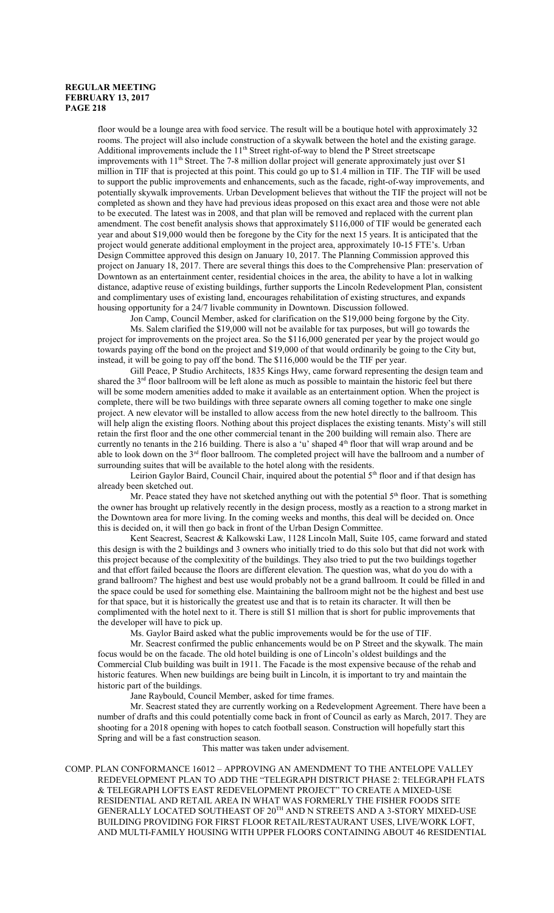floor would be a lounge area with food service. The result will be a boutique hotel with approximately 32 rooms. The project will also include construction of a skywalk between the hotel and the existing garage. Additional improvements include the 11th Street right-of-way to blend the P Street streetscape improvements with 11th Street. The 7-8 million dollar project will generate approximately just over $1 million in TIF that is projected at this point. This could go up to $1.4 million in TIF. The TIF will be used to support the public improvements and enhancements, such as the facade, right-of-way improvements, and potentially skywalk improvements. Urban Development believes that without the TIF the project will not be completed as shown and they have had previous ideas proposed on this exact area and those were not able to be executed. The latest was in 2008, and that plan will be removed and replaced with the current plan amendment. The cost benefit analysis shows that approximately $116,000 of TIF would be generated each year and about $19,000 would then be foregone by the City for the next 15 years. It is anticipated that the project would generate additional employment in the project area, approximately 10-15 FTE's. Urban Design Committee approved this design on January 10, 2017. The Planning Commission approved this project on January 18, 2017. There are several things this does to the Comprehensive Plan: preservation of Downtown as an entertainment center, residential choices in the area, the ability to have a lot in walking distance, adaptive reuse of existing buildings, further supports the Lincoln Redevelopment Plan, consistent and complimentary uses of existing land, encourages rehabilitation of existing structures, and expands housing opportunity for a 24/7 livable community in Downtown. Discussion followed.

Jon Camp, Council Member, asked for clarification on the $19,000 being forgone by the City.

Ms. Salem clarified the $19,000 will not be available for tax purposes, but will go towards the project for improvements on the project area. So the $116,000 generated per year by the project would go towards paying off the bond on the project and $19,000 of that would ordinarily be going to the City but, instead, it will be going to pay off the bond. The $116,000 would be the TIF per year.

Gill Peace, P Studio Architects, 1835 Kings Hwy, came forward representing the design team and shared the 3rd floor ballroom will be left alone as much as possible to maintain the historic feel but there will be some modern amenities added to make it available as an entertainment option. When the project is complete, there will be two buildings with three separate owners all coming together to make one single project. A new elevator will be installed to allow access from the new hotel directly to the ballroom. This will help align the existing floors. Nothing about this project displaces the existing tenants. Misty's will still retain the first floor and the one other commercial tenant in the 200 building will remain also. There are currently no tenants in the 216 building. There is also a 'u' shaped 4th floor that will wrap around and be able to look down on the 3rd floor ballroom. The completed project will have the ballroom and a number of surrounding suites that will be available to the hotel along with the residents.

Leirion Gaylor Baird, Council Chair, inquired about the potential 5th floor and if that design has already been sketched out.

Mr. Peace stated they have not sketched anything out with the potential 5th floor. That is something the owner has brought up relatively recently in the design process, mostly as a reaction to a strong market in the Downtown area for more living. In the coming weeks and months, this deal will be decided on. Once this is decided on, it will then go back in front of the Urban Design Committee.

Kent Seacrest, Seacrest & Kalkowski Law, 1128 Lincoln Mall, Suite 105, came forward and stated this design is with the 2 buildings and 3 owners who initially tried to do this solo but that did not work with this project because of the complexitity of the buildings. They also tried to put the two buildings together and that effort failed because the floors are different elevation. The question was, what do you do with a grand ballroom? The highest and best use would probably not be a grand ballroom. It could be filled in and the space could be used for something else. Maintaining the ballroom might not be the highest and best use for that space, but it is historically the greatest use and that is to retain its character. It will then be complimented with the hotel next to it. There is still $1 million that is short for public improvements that the developer will have to pick up.

Ms. Gaylor Baird asked what the public improvements would be for the use of TIF.

Mr. Seacrest confirmed the public enhancements would be on P Street and the skywalk. The main focus would be on the facade. The old hotel building is one of Lincoln's oldest buildings and the Commercial Club building was built in 1911. The Facade is the most expensive because of the rehab and historic features. When new buildings are being built in Lincoln, it is important to try and maintain the historic part of the buildings.

Jane Raybould, Council Member, asked for time frames.

Mr. Seacrest stated they are currently working on a Redevelopment Agreement. There have been a number of drafts and this could potentially come back in front of Council as early as March, 2017. They are shooting for a 2018 opening with hopes to catch football season. Construction will hopefully start this Spring and will be a fast construction season.

This matter was taken under advisement.

COMP. PLAN CONFORMANCE 16012 – APPROVING AN AMENDMENT TO THE ANTELOPE VALLEY REDEVELOPMENT PLAN TO ADD THE "TELEGRAPH DISTRICT PHASE 2: TELEGRAPH FLATS & TELEGRAPH LOFTS EAST REDEVELOPMENT PROJECT" TO CREATE A MIXED-USE RESIDENTIAL AND RETAIL AREA IN WHAT WAS FORMERLY THE FISHER FOODS SITE GENERALLY LOCATED SOUTHEAST OF 20TH AND N STREETS AND A 3-STORY MIXED-USE BUILDING PROVIDING FOR FIRST FLOOR RETAIL/RESTAURANT USES, LIVE/WORK LOFT, AND MULTI-FAMILY HOUSING WITH UPPER FLOORS CONTAINING ABOUT 46 RESIDENTIAL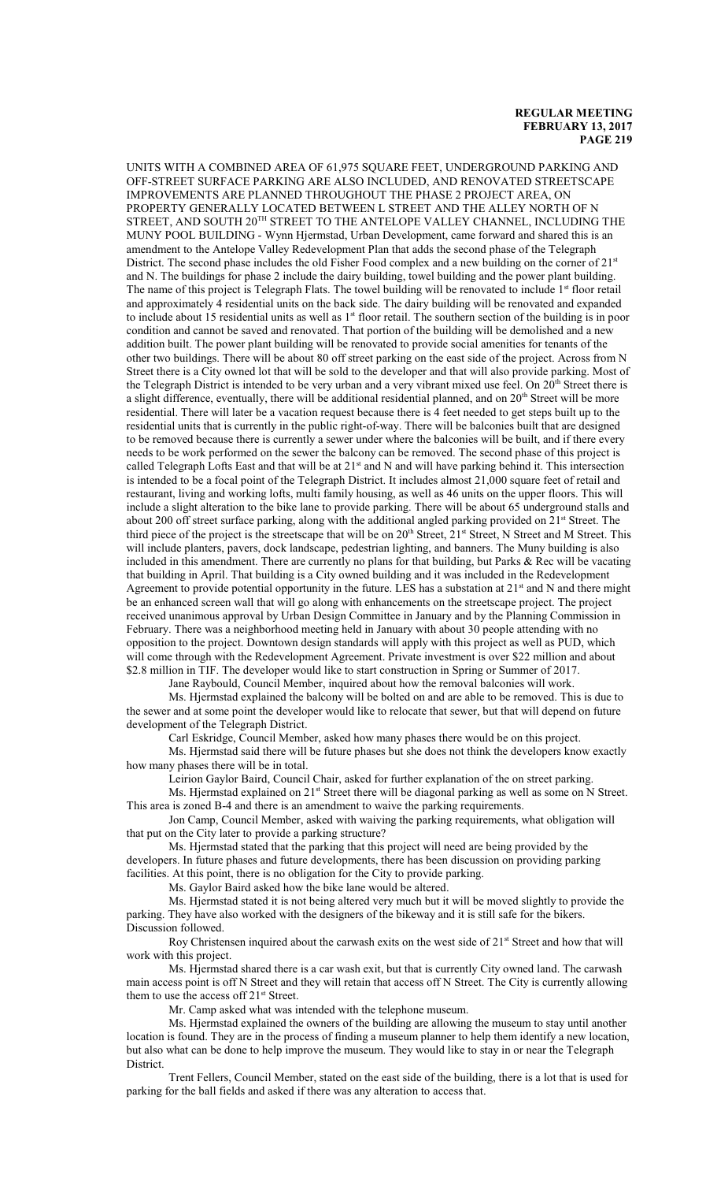UNITS WITH A COMBINED AREA OF 61,975 SQUARE FEET, UNDERGROUND PARKING AND OFF-STREET SURFACE PARKING ARE ALSO INCLUDED, AND RENOVATED STREETSCAPE IMPROVEMENTS ARE PLANNED THROUGHOUT THE PHASE 2 PROJECT AREA, ON PROPERTY GENERALLY LOCATED BETWEEN L STREET AND THE ALLEY NORTH OF N STREET, AND SOUTH 20TH STREET TO THE ANTELOPE VALLEY CHANNEL, INCLUDING THE MUNY POOL BUILDING - Wynn Hjermstad, Urban Development, came forward and shared this is an amendment to the Antelope Valley Redevelopment Plan that adds the second phase of the Telegraph District. The second phase includes the old Fisher Food complex and a new building on the corner of 21st and N. The buildings for phase 2 include the dairy building, towel building and the power plant building. The name of this project is Telegraph Flats. The towel building will be renovated to include 1st floor retail and approximately 4 residential units on the back side. The dairy building will be renovated and expanded to include about 15 residential units as well as 1st floor retail. The southern section of the building is in poor condition and cannot be saved and renovated. That portion of the building will be demolished and a new addition built. The power plant building will be renovated to provide social amenities for tenants of the other two buildings. There will be about 80 off street parking on the east side of the project. Across from N Street there is a City owned lot that will be sold to the developer and that will also provide parking. Most of the Telegraph District is intended to be very urban and a very vibrant mixed use feel. On 20th Street there is a slight difference, eventually, there will be additional residential planned, and on 20th Street will be more residential. There will later be a vacation request because there is 4 feet needed to get steps built up to the residential units that is currently in the public right-of-way. There will be balconies built that are designed to be removed because there is currently a sewer under where the balconies will be built, and if there every needs to be work performed on the sewer the balcony can be removed. The second phase of this project is called Telegraph Lofts East and that will be at 21st and N and will have parking behind it. This intersection is intended to be a focal point of the Telegraph District. It includes almost 21,000 square feet of retail and restaurant, living and working lofts, multi family housing, as well as 46 units on the upper floors. This will include a slight alteration to the bike lane to provide parking. There will be about 65 underground stalls and about 200 off street surface parking, along with the additional angled parking provided on 21st Street. The third piece of the project is the streetscape that will be on 20th Street, 21st Street, N Street and M Street. This will include planters, pavers, dock landscape, pedestrian lighting, and banners. The Muny building is also included in this amendment. There are currently no plans for that building, but Parks & Rec will be vacating that building in April. That building is a City owned building and it was included in the Redevelopment Agreement to provide potential opportunity in the future. LES has a substation at 21st and N and there might be an enhanced screen wall that will go along with enhancements on the streetscape project. The project received unanimous approval by Urban Design Committee in January and by the Planning Commission in February. There was a neighborhood meeting held in January with about 30 people attending with no opposition to the project. Downtown design standards will apply with this project as well as PUD, which will come through with the Redevelopment Agreement. Private investment is over $22 million and about $2.8 million in TIF. The developer would like to start construction in Spring or Summer of 2017.

Jane Raybould, Council Member, inquired about how the removal balconies will work.

Ms. Hjermstad explained the balcony will be bolted on and are able to be removed. This is due to the sewer and at some point the developer would like to relocate that sewer, but that will depend on future development of the Telegraph District.

Carl Eskridge, Council Member, asked how many phases there would be on this project.

Ms. Hjermstad said there will be future phases but she does not think the developers know exactly how many phases there will be in total.

Leirion Gaylor Baird, Council Chair, asked for further explanation of the on street parking.

Ms. Hjermstad explained on 21st Street there will be diagonal parking as well as some on N Street. This area is zoned B-4 and there is an amendment to waive the parking requirements.

Jon Camp, Council Member, asked with waiving the parking requirements, what obligation will that put on the City later to provide a parking structure?

Ms. Hjermstad stated that the parking that this project will need are being provided by the developers. In future phases and future developments, there has been discussion on providing parking facilities. At this point, there is no obligation for the City to provide parking.

Ms. Gaylor Baird asked how the bike lane would be altered.

Ms. Hjermstad stated it is not being altered very much but it will be moved slightly to provide the parking. They have also worked with the designers of the bikeway and it is still safe for the bikers. Discussion followed.

Roy Christensen inquired about the carwash exits on the west side of 21st Street and how that will work with this project.

Ms. Hjermstad shared there is a car wash exit, but that is currently City owned land. The carwash main access point is off N Street and they will retain that access off N Street. The City is currently allowing them to use the access off 21st Street.

Mr. Camp asked what was intended with the telephone museum.

Ms. Hjermstad explained the owners of the building are allowing the museum to stay until another location is found. They are in the process of finding a museum planner to help them identify a new location, but also what can be done to help improve the museum. They would like to stay in or near the Telegraph District.

Trent Fellers, Council Member, stated on the east side of the building, there is a lot that is used for parking for the ball fields and asked if there was any alteration to access that.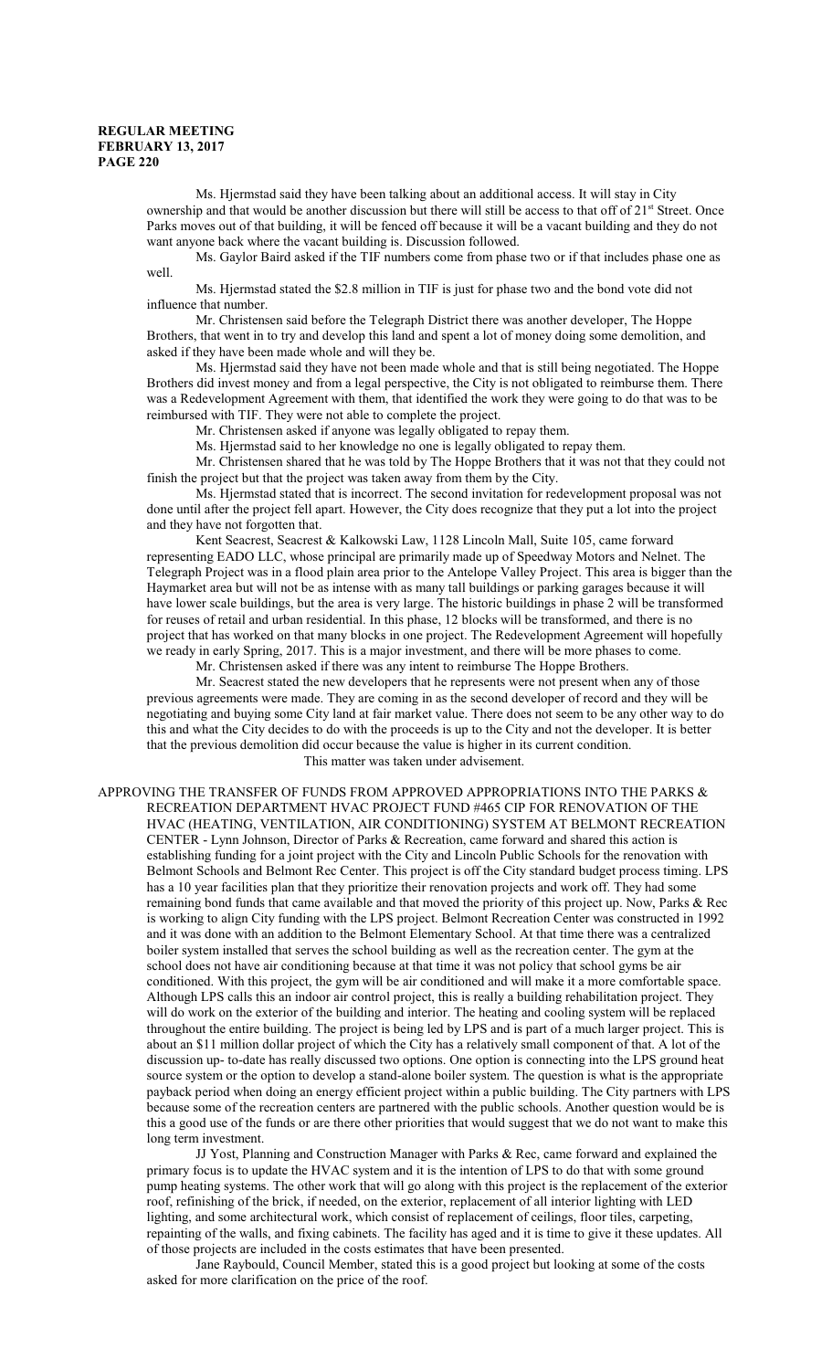Ms. Hjermstad said they have been talking about an additional access. It will stay in City ownership and that would be another discussion but there will still be access to that off of 21st Street. Once Parks moves out of that building, it will be fenced off because it will be a vacant building and they do not want anyone back where the vacant building is. Discussion followed.

Ms. Gaylor Baird asked if the TIF numbers come from phase two or if that includes phase one as well.

Ms. Hjermstad stated the $2.8 million in TIF is just for phase two and the bond vote did not influence that number.

Mr. Christensen said before the Telegraph District there was another developer, The Hoppe Brothers, that went in to try and develop this land and spent a lot of money doing some demolition, and asked if they have been made whole and will they be.

Ms. Hjermstad said they have not been made whole and that is still being negotiated. The Hoppe Brothers did invest money and from a legal perspective, the City is not obligated to reimburse them. There was a Redevelopment Agreement with them, that identified the work they were going to do that was to be reimbursed with TIF. They were not able to complete the project.

Mr. Christensen asked if anyone was legally obligated to repay them.

Ms. Hjermstad said to her knowledge no one is legally obligated to repay them.

Mr. Christensen shared that he was told by The Hoppe Brothers that it was not that they could not finish the project but that the project was taken away from them by the City.

Ms. Hjermstad stated that is incorrect. The second invitation for redevelopment proposal was not done until after the project fell apart. However, the City does recognize that they put a lot into the project and they have not forgotten that.

Kent Seacrest, Seacrest & Kalkowski Law, 1128 Lincoln Mall, Suite 105, came forward representing EADO LLC, whose principal are primarily made up of Speedway Motors and Nelnet. The Telegraph Project was in a flood plain area prior to the Antelope Valley Project. This area is bigger than the Haymarket area but will not be as intense with as many tall buildings or parking garages because it will have lower scale buildings, but the area is very large. The historic buildings in phase 2 will be transformed for reuses of retail and urban residential. In this phase, 12 blocks will be transformed, and there is no project that has worked on that many blocks in one project. The Redevelopment Agreement will hopefully we ready in early Spring, 2017. This is a major investment, and there will be more phases to come.

Mr. Christensen asked if there was any intent to reimburse The Hoppe Brothers.

Mr. Seacrest stated the new developers that he represents were not present when any of those previous agreements were made. They are coming in as the second developer of record and they will be negotiating and buying some City land at fair market value. There does not seem to be any other way to do this and what the City decides to do with the proceeds is up to the City and not the developer. It is better that the previous demolition did occur because the value is higher in its current condition.

This matter was taken under advisement.

APPROVING THE TRANSFER OF FUNDS FROM APPROVED APPROPRIATIONS INTO THE PARKS & RECREATION DEPARTMENT HVAC PROJECT FUND #465 CIP FOR RENOVATION OF THE HVAC (HEATING, VENTILATION, AIR CONDITIONING) SYSTEM AT BELMONT RECREATION CENTER - Lynn Johnson, Director of Parks & Recreation, came forward and shared this action is establishing funding for a joint project with the City and Lincoln Public Schools for the renovation with Belmont Schools and Belmont Rec Center. This project is off the City standard budget process timing. LPS has a 10 year facilities plan that they prioritize their renovation projects and work off. They had some remaining bond funds that came available and that moved the priority of this project up. Now, Parks & Rec is working to align City funding with the LPS project. Belmont Recreation Center was constructed in 1992 and it was done with an addition to the Belmont Elementary School. At that time there was a centralized boiler system installed that serves the school building as well as the recreation center. The gym at the school does not have air conditioning because at that time it was not policy that school gyms be air conditioned. With this project, the gym will be air conditioned and will make it a more comfortable space. Although LPS calls this an indoor air control project, this is really a building rehabilitation project. They will do work on the exterior of the building and interior. The heating and cooling system will be replaced throughout the entire building. The project is being led by LPS and is part of a much larger project. This is about an $11 million dollar project of which the City has a relatively small component of that. A lot of the discussion up- to-date has really discussed two options. One option is connecting into the LPS ground heat source system or the option to develop a stand-alone boiler system. The question is what is the appropriate payback period when doing an energy efficient project within a public building. The City partners with LPS because some of the recreation centers are partnered with the public schools. Another question would be is this a good use of the funds or are there other priorities that would suggest that we do not want to make this long term investment.

JJ Yost, Planning and Construction Manager with Parks & Rec, came forward and explained the primary focus is to update the HVAC system and it is the intention of LPS to do that with some ground pump heating systems. The other work that will go along with this project is the replacement of the exterior roof, refinishing of the brick, if needed, on the exterior, replacement of all interior lighting with LED lighting, and some architectural work, which consist of replacement of ceilings, floor tiles, carpeting, repainting of the walls, and fixing cabinets. The facility has aged and it is time to give it these updates. All of those projects are included in the costs estimates that have been presented.

Jane Raybould, Council Member, stated this is a good project but looking at some of the costs asked for more clarification on the price of the roof.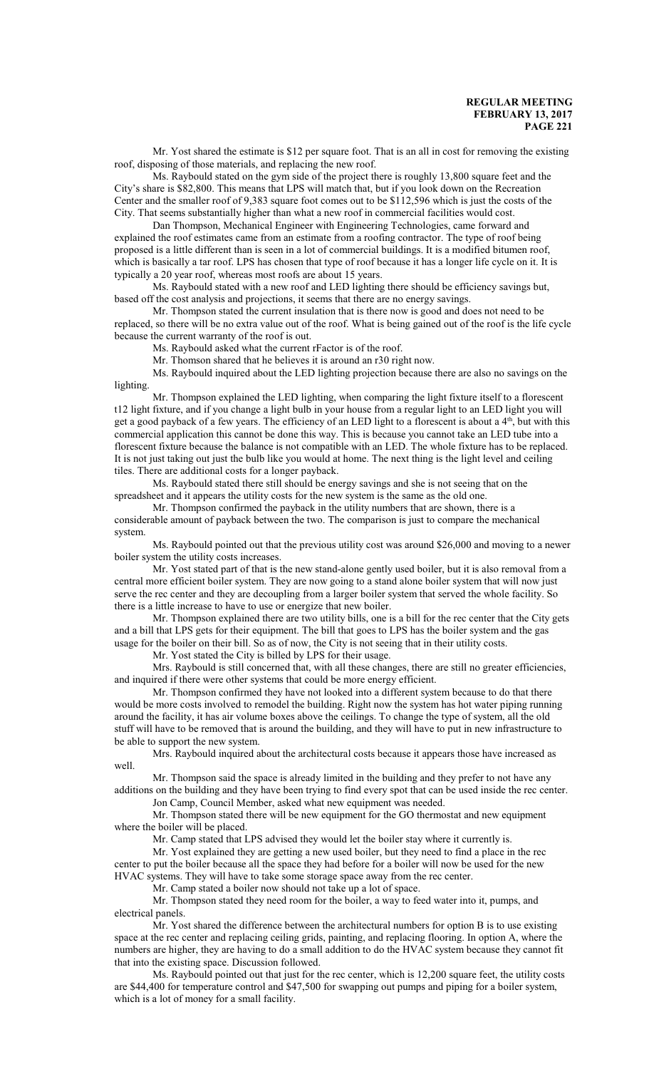Mr. Yost shared the estimate is $12 per square foot. That is an all in cost for removing the existing roof, disposing of those materials, and replacing the new roof.

Ms. Raybould stated on the gym side of the project there is roughly 13,800 square feet and the City's share is $82,800. This means that LPS will match that, but if you look down on the Recreation Center and the smaller roof of 9,383 square foot comes out to be $112,596 which is just the costs of the City. That seems substantially higher than what a new roof in commercial facilities would cost.

Dan Thompson, Mechanical Engineer with Engineering Technologies, came forward and explained the roof estimates came from an estimate from a roofing contractor. The type of roof being proposed is a little different than is seen in a lot of commercial buildings. It is a modified bitumen roof, which is basically a tar roof. LPS has chosen that type of roof because it has a longer life cycle on it. It is typically a 20 year roof, whereas most roofs are about 15 years.

Ms. Raybould stated with a new roof and LED lighting there should be efficiency savings but, based off the cost analysis and projections, it seems that there are no energy savings.

Mr. Thompson stated the current insulation that is there now is good and does not need to be replaced, so there will be no extra value out of the roof. What is being gained out of the roof is the life cycle because the current warranty of the roof is out.

Ms. Raybould asked what the current rFactor is of the roof.

Mr. Thomson shared that he believes it is around an r30 right now.

Ms. Raybould inquired about the LED lighting projection because there are also no savings on the lighting.

Mr. Thompson explained the LED lighting, when comparing the light fixture itself to a florescent t12 light fixture, and if you change a light bulb in your house from a regular light to an LED light you will get a good payback of a few years. The efficiency of an LED light to a florescent is about a 4th, but with this commercial application this cannot be done this way. This is because you cannot take an LED tube into a florescent fixture because the balance is not compatible with an LED. The whole fixture has to be replaced. It is not just taking out just the bulb like you would at home. The next thing is the light level and ceiling tiles. There are additional costs for a longer payback.

Ms. Raybould stated there still should be energy savings and she is not seeing that on the spreadsheet and it appears the utility costs for the new system is the same as the old one.

Mr. Thompson confirmed the payback in the utility numbers that are shown, there is a considerable amount of payback between the two. The comparison is just to compare the mechanical system.

Ms. Raybould pointed out that the previous utility cost was around $26,000 and moving to a newer boiler system the utility costs increases.

Mr. Yost stated part of that is the new stand-alone gently used boiler, but it is also removal from a central more efficient boiler system. They are now going to a stand alone boiler system that will now just serve the rec center and they are decoupling from a larger boiler system that served the whole facility. So there is a little increase to have to use or energize that new boiler.

Mr. Thompson explained there are two utility bills, one is a bill for the rec center that the City gets and a bill that LPS gets for their equipment. The bill that goes to LPS has the boiler system and the gas usage for the boiler on their bill. So as of now, the City is not seeing that in their utility costs.

Mr. Yost stated the City is billed by LPS for their usage.

Mrs. Raybould is still concerned that, with all these changes, there are still no greater efficiencies, and inquired if there were other systems that could be more energy efficient.

Mr. Thompson confirmed they have not looked into a different system because to do that there would be more costs involved to remodel the building. Right now the system has hot water piping running around the facility, it has air volume boxes above the ceilings. To change the type of system, all the old stuff will have to be removed that is around the building, and they will have to put in new infrastructure to be able to support the new system.

Mrs. Raybould inquired about the architectural costs because it appears those have increased as well.

Mr. Thompson said the space is already limited in the building and they prefer to not have any additions on the building and they have been trying to find every spot that can be used inside the rec center.

Jon Camp, Council Member, asked what new equipment was needed.

Mr. Thompson stated there will be new equipment for the GO thermostat and new equipment where the boiler will be placed.

Mr. Camp stated that LPS advised they would let the boiler stay where it currently is.

Mr. Yost explained they are getting a new used boiler, but they need to find a place in the rec center to put the boiler because all the space they had before for a boiler will now be used for the new HVAC systems. They will have to take some storage space away from the rec center.

Mr. Camp stated a boiler now should not take up a lot of space.

Mr. Thompson stated they need room for the boiler, a way to feed water into it, pumps, and electrical panels.

Mr. Yost shared the difference between the architectural numbers for option B is to use existing space at the rec center and replacing ceiling grids, painting, and replacing flooring. In option A, where the numbers are higher, they are having to do a small addition to do the HVAC system because they cannot fit that into the existing space. Discussion followed.

Ms. Raybould pointed out that just for the rec center, which is 12,200 square feet, the utility costs are $44,400 for temperature control and $47,500 for swapping out pumps and piping for a boiler system, which is a lot of money for a small facility.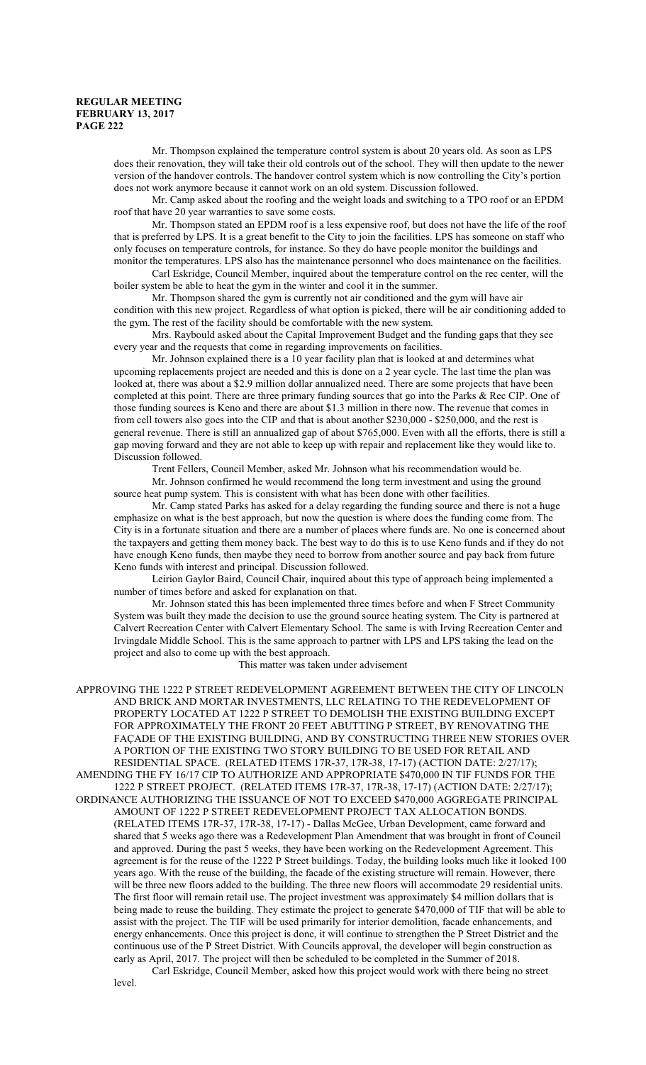Mr. Thompson explained the temperature control system is about 20 years old. As soon as LPS does their renovation, they will take their old controls out of the school. They will then update to the newer version of the handover controls. The handover control system which is now controlling the City's portion does not work anymore because it cannot work on an old system. Discussion followed.

Mr. Camp asked about the roofing and the weight loads and switching to a TPO roof or an EPDM roof that have 20 year warranties to save some costs.

Mr. Thompson stated an EPDM roof is a less expensive roof, but does not have the life of the roof that is preferred by LPS. It is a great benefit to the City to join the facilities. LPS has someone on staff who only focuses on temperature controls, for instance. So they do have people monitor the buildings and monitor the temperatures. LPS also has the maintenance personnel who does maintenance on the facilities.

Carl Eskridge, Council Member, inquired about the temperature control on the rec center, will the boiler system be able to heat the gym in the winter and cool it in the summer.

Mr. Thompson shared the gym is currently not air conditioned and the gym will have air condition with this new project. Regardless of what option is picked, there will be air conditioning added to the gym. The rest of the facility should be comfortable with the new system.

Mrs. Raybould asked about the Capital Improvement Budget and the funding gaps that they see every year and the requests that come in regarding improvements on facilities.

Mr. Johnson explained there is a 10 year facility plan that is looked at and determines what upcoming replacements project are needed and this is done on a 2 year cycle. The last time the plan was looked at, there was about a $2.9 million dollar annualized need. There are some projects that have been completed at this point. There are three primary funding sources that go into the Parks & Rec CIP. One of those funding sources is Keno and there are about $1.3 million in there now. The revenue that comes in from cell towers also goes into the CIP and that is about another $230,000 - $250,000, and the rest is general revenue. There is still an annualized gap of about $765,000. Even with all the efforts, there is still a gap moving forward and they are not able to keep up with repair and replacement like they would like to. Discussion followed.

Trent Fellers, Council Member, asked Mr. Johnson what his recommendation would be.

Mr. Johnson confirmed he would recommend the long term investment and using the ground source heat pump system. This is consistent with what has been done with other facilities.

Mr. Camp stated Parks has asked for a delay regarding the funding source and there is not a huge emphasize on what is the best approach, but now the question is where does the funding come from. The City is in a fortunate situation and there are a number of places where funds are. No one is concerned about the taxpayers and getting them money back. The best way to do this is to use Keno funds and if they do not have enough Keno funds, then maybe they need to borrow from another source and pay back from future Keno funds with interest and principal. Discussion followed.

Leirion Gaylor Baird, Council Chair, inquired about this type of approach being implemented a number of times before and asked for explanation on that.

Mr. Johnson stated this has been implemented three times before and when F Street Community System was built they made the decision to use the ground source heating system. The City is partnered at Calvert Recreation Center with Calvert Elementary School. The same is with Irving Recreation Center and Irvingdale Middle School. This is the same approach to partner with LPS and LPS taking the lead on the project and also to come up with the best approach.

This matter was taken under advisement

APPROVING THE 1222 P STREET REDEVELOPMENT AGREEMENT BETWEEN THE CITY OF LINCOLN AND BRICK AND MORTAR INVESTMENTS, LLC RELATING TO THE REDEVELOPMENT OF PROPERTY LOCATED AT 1222 P STREET TO DEMOLISH THE EXISTING BUILDING EXCEPT FOR APPROXIMATELY THE FRONT 20 FEET ABUTTING P STREET, BY RENOVATING THE FAÇADE OF THE EXISTING BUILDING, AND BY CONSTRUCTING THREE NEW STORIES OVER A PORTION OF THE EXISTING TWO STORY BUILDING TO BE USED FOR RETAIL AND RESIDENTIAL SPACE. (RELATED ITEMS 17R-37, 17R-38, 17-17) (ACTION DATE: 2/27/17);

AMENDING THE FY 16/17 CIP TO AUTHORIZE AND APPROPRIATE $470,000 IN TIF FUNDS FOR THE 1222 P STREET PROJECT. (RELATED ITEMS 17R-37, 17R-38, 17-17) (ACTION DATE: 2/27/17);

ORDINANCE AUTHORIZING THE ISSUANCE OF NOT TO EXCEED $470,000 AGGREGATE PRINCIPAL AMOUNT OF 1222 P STREET REDEVELOPMENT PROJECT TAX ALLOCATION BONDS. (RELATED ITEMS 17R-37, 17R-38, 17-17) - Dallas McGee, Urban Development, came forward and shared that 5 weeks ago there was a Redevelopment Plan Amendment that was brought in front of Council and approved. During the past 5 weeks, they have been working on the Redevelopment Agreement. This agreement is for the reuse of the 1222 P Street buildings. Today, the building looks much like it looked 100 years ago. With the reuse of the building, the facade of the existing structure will remain. However, there will be three new floors added to the building. The three new floors will accommodate 29 residential units. The first floor will remain retail use. The project investment was approximately $4 million dollars that is being made to reuse the building. They estimate the project to generate $470,000 of TIF that will be able to assist with the project. The TIF will be used primarily for interior demolition, facade enhancements, and energy enhancements. Once this project is done, it will continue to strengthen the P Street District and the continuous use of the P Street District. With Councils approval, the developer will begin construction as early as April, 2017. The project will then be scheduled to be completed in the Summer of 2018.

Carl Eskridge, Council Member, asked how this project would work with there being no street level.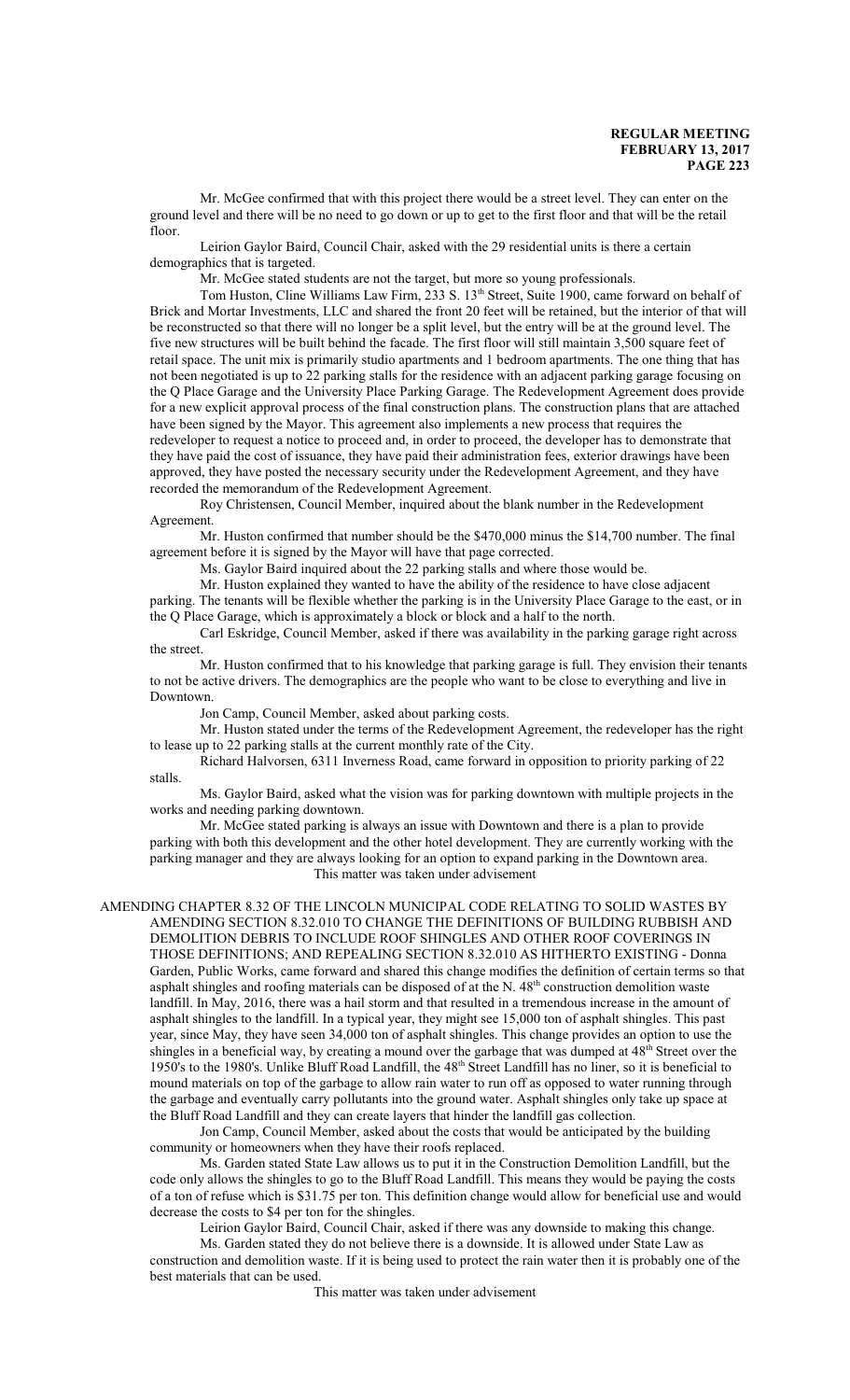Mr. McGee confirmed that with this project there would be a street level. They can enter on the ground level and there will be no need to go down or up to get to the first floor and that will be the retail floor.

Leirion Gaylor Baird, Council Chair, asked with the 29 residential units is there a certain demographics that is targeted.

Mr. McGee stated students are not the target, but more so young professionals.

Tom Huston, Cline Williams Law Firm, 233 S. 13th Street, Suite 1900, came forward on behalf of Brick and Mortar Investments, LLC and shared the front 20 feet will be retained, but the interior of that will be reconstructed so that there will no longer be a split level, but the entry will be at the ground level. The five new structures will be built behind the facade. The first floor will still maintain 3,500 square feet of retail space. The unit mix is primarily studio apartments and 1 bedroom apartments. The one thing that has not been negotiated is up to 22 parking stalls for the residence with an adjacent parking garage focusing on the Q Place Garage and the University Place Parking Garage. The Redevelopment Agreement does provide for a new explicit approval process of the final construction plans. The construction plans that are attached have been signed by the Mayor. This agreement also implements a new process that requires the redeveloper to request a notice to proceed and, in order to proceed, the developer has to demonstrate that they have paid the cost of issuance, they have paid their administration fees, exterior drawings have been approved, they have posted the necessary security under the Redevelopment Agreement, and they have recorded the memorandum of the Redevelopment Agreement.

Roy Christensen, Council Member, inquired about the blank number in the Redevelopment Agreement.

Mr. Huston confirmed that number should be the \$470,000 minus the \$14,700 number. The final agreement before it is signed by the Mayor will have that page corrected.

Ms. Gaylor Baird inquired about the 22 parking stalls and where those would be.

Mr. Huston explained they wanted to have the ability of the residence to have close adjacent parking. The tenants will be flexible whether the parking is in the University Place Garage to the east, or in the Q Place Garage, which is approximately a block or block and a half to the north.

Carl Eskridge, Council Member, asked if there was availability in the parking garage right across the street.

Mr. Huston confirmed that to his knowledge that parking garage is full. They envision their tenants to not be active drivers. The demographics are the people who want to be close to everything and live in Downtown.

Jon Camp, Council Member, asked about parking costs.

Mr. Huston stated under the terms of the Redevelopment Agreement, the redeveloper has the right to lease up to 22 parking stalls at the current monthly rate of the City.

Richard Halvorsen, 6311 Inverness Road, came forward in opposition to priority parking of 22 stalls.

Ms. Gaylor Baird, asked what the vision was for parking downtown with multiple projects in the works and needing parking downtown.

Mr. McGee stated parking is always an issue with Downtown and there is a plan to provide parking with both this development and the other hotel development. They are currently working with the parking manager and they are always looking for an option to expand parking in the Downtown area.

This matter was taken under advisement

AMENDING CHAPTER 8.32 OF THE LINCOLN MUNICIPAL CODE RELATING TO SOLID WASTES BY AMENDING SECTION 8.32.010 TO CHANGE THE DEFINITIONS OF BUILDING RUBBISH AND DEMOLITION DEBRIS TO INCLUDE ROOF SHINGLES AND OTHER ROOF COVERINGS IN THOSE DEFINITIONS; AND REPEALING SECTION 8.32.010 AS HITHERTO EXISTING - Donna Garden, Public Works, came forward and shared this change modifies the definition of certain terms so that asphalt shingles and roofing materials can be disposed of at the N. 48th construction demolition waste landfill. In May, 2016, there was a hail storm and that resulted in a tremendous increase in the amount of asphalt shingles to the landfill. In a typical year, they might see 15,000 ton of asphalt shingles. This past year, since May, they have seen 34,000 ton of asphalt shingles. This change provides an option to use the shingles in a beneficial way, by creating a mound over the garbage that was dumped at 48th Street over the 1950's to the 1980's. Unlike Bluff Road Landfill, the 48th Street Landfill has no liner, so it is beneficial to mound materials on top of the garbage to allow rain water to run off as opposed to water running through the garbage and eventually carry pollutants into the ground water. Asphalt shingles only take up space at the Bluff Road Landfill and they can create layers that hinder the landfill gas collection.

Jon Camp, Council Member, asked about the costs that would be anticipated by the building community or homeowners when they have their roofs replaced.

Ms. Garden stated State Law allows us to put it in the Construction Demolition Landfill, but the code only allows the shingles to go to the Bluff Road Landfill. This means they would be paying the costs of a ton of refuse which is \$31.75 per ton. This definition change would allow for beneficial use and would decrease the costs to \$4 per ton for the shingles.

Leirion Gaylor Baird, Council Chair, asked if there was any downside to making this change.

Ms. Garden stated they do not believe there is a downside. It is allowed under State Law as construction and demolition waste. If it is being used to protect the rain water then it is probably one of the best materials that can be used.

This matter was taken under advisement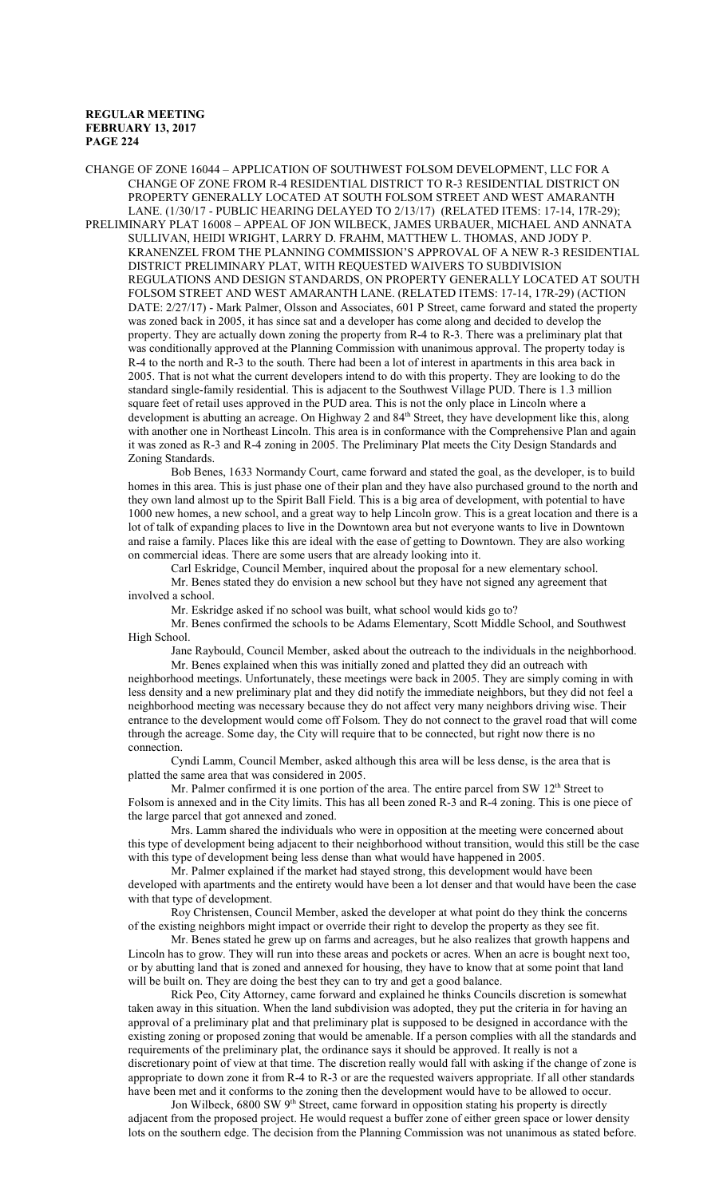CHANGE OF ZONE 16044 – APPLICATION OF SOUTHWEST FOLSOM DEVELOPMENT, LLC FOR A CHANGE OF ZONE FROM R-4 RESIDENTIAL DISTRICT TO R-3 RESIDENTIAL DISTRICT ON PROPERTY GENERALLY LOCATED AT SOUTH FOLSOM STREET AND WEST AMARANTH LANE. (1/30/17 - PUBLIC HEARING DELAYED TO 2/13/17) (RELATED ITEMS: 17-14, 17R-29);

PRELIMINARY PLAT 16008 – APPEAL OF JON WILBECK, JAMES URBAUER, MICHAEL AND ANNATA SULLIVAN, HEIDI WRIGHT, LARRY D. FRAHM, MATTHEW L. THOMAS, AND JODY P. KRANENZEL FROM THE PLANNING COMMISSION'S APPROVAL OF A NEW R-3 RESIDENTIAL DISTRICT PRELIMINARY PLAT, WITH REQUESTED WAIVERS TO SUBDIVISION REGULATIONS AND DESIGN STANDARDS, ON PROPERTY GENERALLY LOCATED AT SOUTH FOLSOM STREET AND WEST AMARANTH LANE. (RELATED ITEMS: 17-14, 17R-29) (ACTION DATE: 2/27/17) - Mark Palmer, Olsson and Associates, 601 P Street, came forward and stated the property was zoned back in 2005, it has since sat and a developer has come along and decided to develop the property. They are actually down zoning the property from R-4 to R-3. There was a preliminary plat that was conditionally approved at the Planning Commission with unanimous approval. The property today is R-4 to the north and R-3 to the south. There had been a lot of interest in apartments in this area back in 2005. That is not what the current developers intend to do with this property. They are looking to do the standard single-family residential. This is adjacent to the Southwest Village PUD. There is 1.3 million square feet of retail uses approved in the PUD area. This is not the only place in Lincoln where a development is abutting an acreage. On Highway 2 and 84th Street, they have development like this, along with another one in Northeast Lincoln. This area is in conformance with the Comprehensive Plan and again it was zoned as R-3 and R-4 zoning in 2005. The Preliminary Plat meets the City Design Standards and Zoning Standards.

Bob Benes, 1633 Normandy Court, came forward and stated the goal, as the developer, is to build homes in this area. This is just phase one of their plan and they have also purchased ground to the north and they own land almost up to the Spirit Ball Field. This is a big area of development, with potential to have 1000 new homes, a new school, and a great way to help Lincoln grow. This is a great location and there is a lot of talk of expanding places to live in the Downtown area but not everyone wants to live in Downtown and raise a family. Places like this are ideal with the ease of getting to Downtown. They are also working on commercial ideas. There are some users that are already looking into it.

Carl Eskridge, Council Member, inquired about the proposal for a new elementary school.

Mr. Benes stated they do envision a new school but they have not signed any agreement that involved a school.

Mr. Eskridge asked if no school was built, what school would kids go to?

Mr. Benes confirmed the schools to be Adams Elementary, Scott Middle School, and Southwest High School.

Jane Raybould, Council Member, asked about the outreach to the individuals in the neighborhood.

Mr. Benes explained when this was initially zoned and platted they did an outreach with neighborhood meetings. Unfortunately, these meetings were back in 2005. They are simply coming in with less density and a new preliminary plat and they did notify the immediate neighbors, but they did not feel a neighborhood meeting was necessary because they do not affect very many neighbors driving wise. Their entrance to the development would come off Folsom. They do not connect to the gravel road that will come through the acreage. Some day, the City will require that to be connected, but right now there is no connection.

Cyndi Lamm, Council Member, asked although this area will be less dense, is the area that is platted the same area that was considered in 2005.

Mr. Palmer confirmed it is one portion of the area. The entire parcel from SW 12th Street to Folsom is annexed and in the City limits. This has all been zoned R-3 and R-4 zoning. This is one piece of the large parcel that got annexed and zoned.

Mrs. Lamm shared the individuals who were in opposition at the meeting were concerned about this type of development being adjacent to their neighborhood without transition, would this still be the case with this type of development being less dense than what would have happened in 2005.

Mr. Palmer explained if the market had stayed strong, this development would have been developed with apartments and the entirety would have been a lot denser and that would have been the case with that type of development.

Roy Christensen, Council Member, asked the developer at what point do they think the concerns of the existing neighbors might impact or override their right to develop the property as they see fit.

Mr. Benes stated he grew up on farms and acreages, but he also realizes that growth happens and Lincoln has to grow. They will run into these areas and pockets or acres. When an acre is bought next too, or by abutting land that is zoned and annexed for housing, they have to know that at some point that land will be built on. They are doing the best they can to try and get a good balance.

Rick Peo, City Attorney, came forward and explained he thinks Councils discretion is somewhat taken away in this situation. When the land subdivision was adopted, they put the criteria in for having an approval of a preliminary plat and that preliminary plat is supposed to be designed in accordance with the existing zoning or proposed zoning that would be amenable. If a person complies with all the standards and requirements of the preliminary plat, the ordinance says it should be approved. It really is not a discretionary point of view at that time. The discretion really would fall with asking if the change of zone is appropriate to down zone it from R-4 to R-3 or are the requested waivers appropriate. If all other standards have been met and it conforms to the zoning then the development would have to be allowed to occur.

Jon Wilbeck, 6800 SW 9th Street, came forward in opposition stating his property is directly adjacent from the proposed project. He would request a buffer zone of either green space or lower density lots on the southern edge. The decision from the Planning Commission was not unanimous as stated before.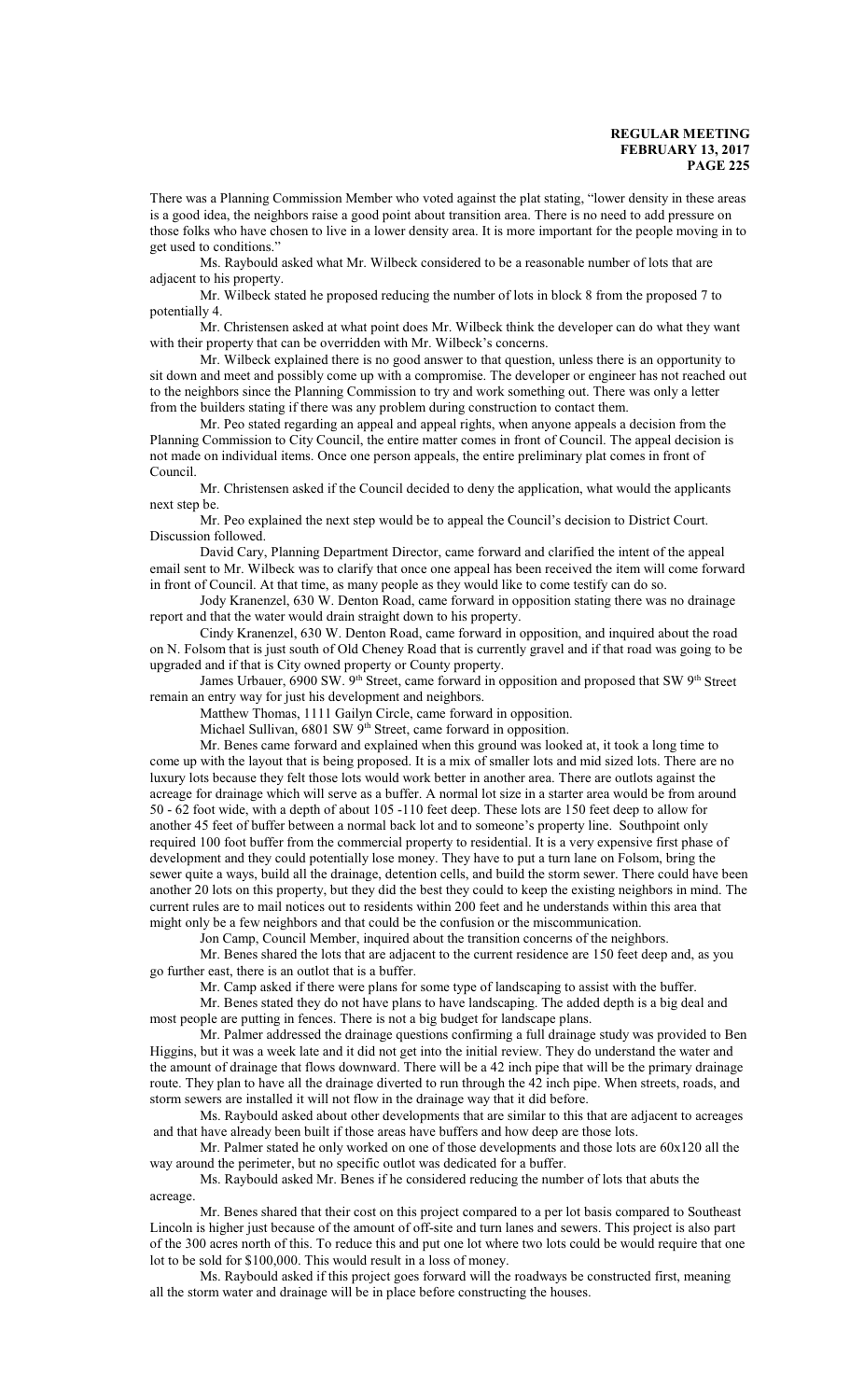There was a Planning Commission Member who voted against the plat stating, "lower density in these areas is a good idea, the neighbors raise a good point about transition area. There is no need to add pressure on those folks who have chosen to live in a lower density area. It is more important for the people moving in to get used to conditions."

Ms. Raybould asked what Mr. Wilbeck considered to be a reasonable number of lots that are adjacent to his property.

Mr. Wilbeck stated he proposed reducing the number of lots in block 8 from the proposed 7 to potentially 4.

Mr. Christensen asked at what point does Mr. Wilbeck think the developer can do what they want with their property that can be overridden with Mr. Wilbeck's concerns.

Mr. Wilbeck explained there is no good answer to that question, unless there is an opportunity to sit down and meet and possibly come up with a compromise. The developer or engineer has not reached out to the neighbors since the Planning Commission to try and work something out. There was only a letter from the builders stating if there was any problem during construction to contact them.

Mr. Peo stated regarding an appeal and appeal rights, when anyone appeals a decision from the Planning Commission to City Council, the entire matter comes in front of Council. The appeal decision is not made on individual items. Once one person appeals, the entire preliminary plat comes in front of Council.

Mr. Christensen asked if the Council decided to deny the application, what would the applicants next step be.

Mr. Peo explained the next step would be to appeal the Council's decision to District Court. Discussion followed.

David Cary, Planning Department Director, came forward and clarified the intent of the appeal email sent to Mr. Wilbeck was to clarify that once one appeal has been received the item will come forward in front of Council. At that time, as many people as they would like to come testify can do so.

Jody Kranenzel, 630 W. Denton Road, came forward in opposition stating there was no drainage report and that the water would drain straight down to his property.

Cindy Kranenzel, 630 W. Denton Road, came forward in opposition, and inquired about the road on N. Folsom that is just south of Old Cheney Road that is currently gravel and if that road was going to be upgraded and if that is City owned property or County property.

James Urbauer, 6900 SW. 9th Street, came forward in opposition and proposed that SW 9th Street remain an entry way for just his development and neighbors.

Matthew Thomas, 1111 Gailyn Circle, came forward in opposition.

Michael Sullivan, 6801 SW 9th Street, came forward in opposition.

Mr. Benes came forward and explained when this ground was looked at, it took a long time to come up with the layout that is being proposed. It is a mix of smaller lots and mid sized lots. There are no luxury lots because they felt those lots would work better in another area. There are outlots against the acreage for drainage which will serve as a buffer. A normal lot size in a starter area would be from around 50 - 62 foot wide, with a depth of about 105 -110 feet deep. These lots are 150 feet deep to allow for another 45 feet of buffer between a normal back lot and to someone's property line. Southpoint only required 100 foot buffer from the commercial property to residential. It is a very expensive first phase of development and they could potentially lose money. They have to put a turn lane on Folsom, bring the sewer quite a ways, build all the drainage, detention cells, and build the storm sewer. There could have been another 20 lots on this property, but they did the best they could to keep the existing neighbors in mind. The current rules are to mail notices out to residents within 200 feet and he understands within this area that might only be a few neighbors and that could be the confusion or the miscommunication.

Jon Camp, Council Member, inquired about the transition concerns of the neighbors.

Mr. Benes shared the lots that are adjacent to the current residence are 150 feet deep and, as you go further east, there is an outlot that is a buffer.

Mr. Camp asked if there were plans for some type of landscaping to assist with the buffer.

Mr. Benes stated they do not have plans to have landscaping. The added depth is a big deal and most people are putting in fences. There is not a big budget for landscape plans.

Mr. Palmer addressed the drainage questions confirming a full drainage study was provided to Ben Higgins, but it was a week late and it did not get into the initial review. They do understand the water and the amount of drainage that flows downward. There will be a 42 inch pipe that will be the primary drainage route. They plan to have all the drainage diverted to run through the 42 inch pipe. When streets, roads, and storm sewers are installed it will not flow in the drainage way that it did before.

Ms. Raybould asked about other developments that are similar to this that are adjacent to acreages and that have already been built if those areas have buffers and how deep are those lots.

Mr. Palmer stated he only worked on one of those developments and those lots are 60x120 all the way around the perimeter, but no specific outlot was dedicated for a buffer.

Ms. Raybould asked Mr. Benes if he considered reducing the number of lots that abuts the acreage.

Mr. Benes shared that their cost on this project compared to a per lot basis compared to Southeast Lincoln is higher just because of the amount of off-site and turn lanes and sewers. This project is also part of the 300 acres north of this. To reduce this and put one lot where two lots could be would require that one lot to be sold for $100,000. This would result in a loss of money.

Ms. Raybould asked if this project goes forward will the roadways be constructed first, meaning all the storm water and drainage will be in place before constructing the houses.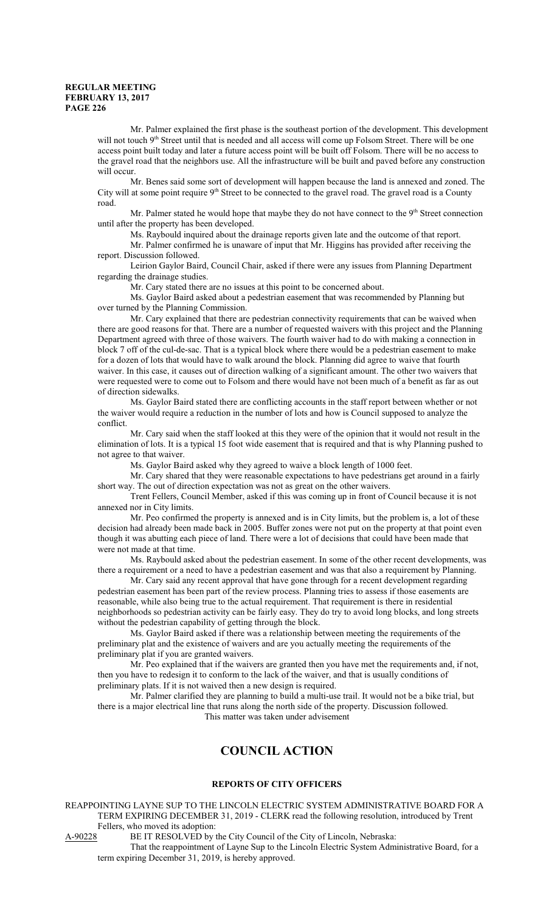Mr. Palmer explained the first phase is the southeast portion of the development. This development will not touch 9th Street until that is needed and all access will come up Folsom Street. There will be one access point built today and later a future access point will be built off Folsom. There will be no access to the gravel road that the neighbors use. All the infrastructure will be built and paved before any construction will occur.

Mr. Benes said some sort of development will happen because the land is annexed and zoned. The City will at some point require 9th Street to be connected to the gravel road. The gravel road is a County road.

Mr. Palmer stated he would hope that maybe they do not have connect to the 9th Street connection until after the property has been developed.

Ms. Raybould inquired about the drainage reports given late and the outcome of that report.

Mr. Palmer confirmed he is unaware of input that Mr. Higgins has provided after receiving the report. Discussion followed.

Leirion Gaylor Baird, Council Chair, asked if there were any issues from Planning Department regarding the drainage studies.

Mr. Cary stated there are no issues at this point to be concerned about.

Ms. Gaylor Baird asked about a pedestrian easement that was recommended by Planning but over turned by the Planning Commission.

Mr. Cary explained that there are pedestrian connectivity requirements that can be waived when there are good reasons for that. There are a number of requested waivers with this project and the Planning Department agreed with three of those waivers. The fourth waiver had to do with making a connection in block 7 off of the cul-de-sac. That is a typical block where there would be a pedestrian easement to make for a dozen of lots that would have to walk around the block. Planning did agree to waive that fourth waiver. In this case, it causes out of direction walking of a significant amount. The other two waivers that were requested were to come out to Folsom and there would have not been much of a benefit as far as out of direction sidewalks.

Ms. Gaylor Baird stated there are conflicting accounts in the staff report between whether or not the waiver would require a reduction in the number of lots and how is Council supposed to analyze the conflict.

Mr. Cary said when the staff looked at this they were of the opinion that it would not result in the elimination of lots. It is a typical 15 foot wide easement that is required and that is why Planning pushed to not agree to that waiver.

Ms. Gaylor Baird asked why they agreed to waive a block length of 1000 feet.

Mr. Cary shared that they were reasonable expectations to have pedestrians get around in a fairly short way. The out of direction expectation was not as great on the other waivers.

Trent Fellers, Council Member, asked if this was coming up in front of Council because it is not annexed nor in City limits.

Mr. Peo confirmed the property is annexed and is in City limits, but the problem is, a lot of these decision had already been made back in 2005. Buffer zones were not put on the property at that point even though it was abutting each piece of land. There were a lot of decisions that could have been made that were not made at that time.

Ms. Raybould asked about the pedestrian easement. In some of the other recent developments, was there a requirement or a need to have a pedestrian easement and was that also a requirement by Planning.

Mr. Cary said any recent approval that have gone through for a recent development regarding pedestrian easement has been part of the review process. Planning tries to assess if those easements are reasonable, while also being true to the actual requirement. That requirement is there in residential neighborhoods so pedestrian activity can be fairly easy. They do try to avoid long blocks, and long streets without the pedestrian capability of getting through the block.

Ms. Gaylor Baird asked if there was a relationship between meeting the requirements of the preliminary plat and the existence of waivers and are you actually meeting the requirements of the preliminary plat if you are granted waivers.

Mr. Peo explained that if the waivers are granted then you have met the requirements and, if not, then you have to redesign it to conform to the lack of the waiver, and that is usually conditions of preliminary plats. If it is not waived then a new design is required.

Mr. Palmer clarified they are planning to build a multi-use trail. It would not be a bike trial, but there is a major electrical line that runs along the north side of the property. Discussion followed.

This matter was taken under advisement

# COUNCIL ACTION

## REPORTS OF CITY OFFICERS

REAPPOINTING LAYNE SUP TO THE LINCOLN ELECTRIC SYSTEM ADMINISTRATIVE BOARD FOR A TERM EXPIRING DECEMBER 31, 2019 - CLERK read the following resolution, introduced by Trent Fellers, who moved its adoption:

A-90228 BE IT RESOLVED by the City Council of the City of Lincoln, Nebraska:

That the reappointment of Layne Sup to the Lincoln Electric System Administrative Board, for a term expiring December 31, 2019, is hereby approved.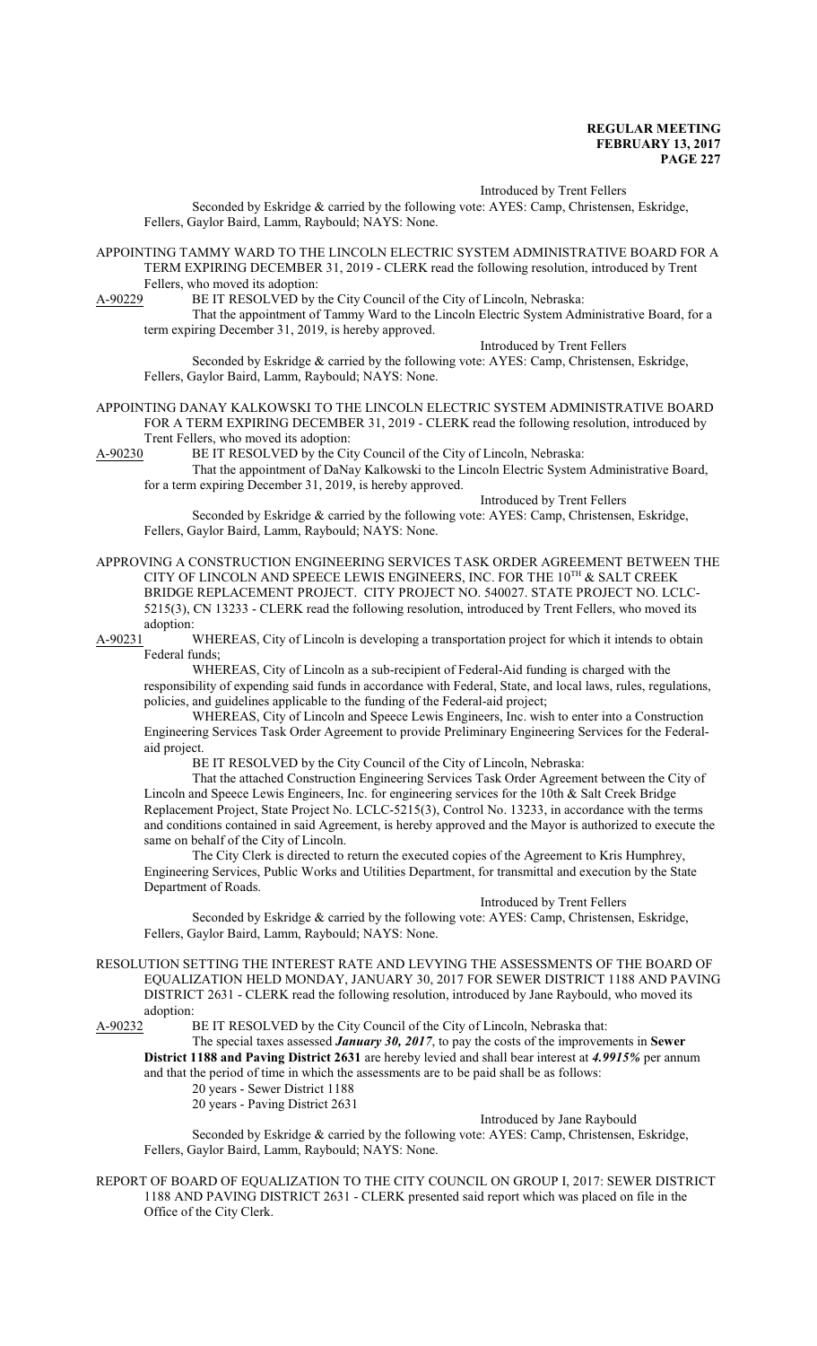Introduced by Trent Fellers

Seconded by Eskridge & carried by the following vote: AYES: Camp, Christensen, Eskridge, Fellers, Gaylor Baird, Lamm, Raybould; NAYS: None.

APPOINTING TAMMY WARD TO THE LINCOLN ELECTRIC SYSTEM ADMINISTRATIVE BOARD FOR A TERM EXPIRING DECEMBER 31, 2019 - CLERK read the following resolution, introduced by Trent Fellers, who moved its adoption:

A-90229 BE IT RESOLVED by the City Council of the City of Lincoln, Nebraska:

That the appointment of Tammy Ward to the Lincoln Electric System Administrative Board, for a term expiring December 31, 2019, is hereby approved.

Introduced by Trent Fellers

Seconded by Eskridge & carried by the following vote: AYES: Camp, Christensen, Eskridge, Fellers, Gaylor Baird, Lamm, Raybould; NAYS: None.

APPOINTING DANAY KALKOWSKI TO THE LINCOLN ELECTRIC SYSTEM ADMINISTRATIVE BOARD FOR A TERM EXPIRING DECEMBER 31, 2019 - CLERK read the following resolution, introduced by Trent Fellers, who moved its adoption:

A-90230 BE IT RESOLVED by the City Council of the City of Lincoln, Nebraska:

That the appointment of DaNay Kalkowski to the Lincoln Electric System Administrative Board, for a term expiring December 31, 2019, is hereby approved.

Introduced by Trent Fellers

Seconded by Eskridge & carried by the following vote: AYES: Camp, Christensen, Eskridge, Fellers, Gaylor Baird, Lamm, Raybould; NAYS: None.

APPROVING A CONSTRUCTION ENGINEERING SERVICES TASK ORDER AGREEMENT BETWEEN THE CITY OF LINCOLN AND SPEECE LEWIS ENGINEERS, INC. FOR THE 10TH & SALT CREEK BRIDGE REPLACEMENT PROJECT. CITY PROJECT NO. 540027. STATE PROJECT NO. LCLC-5215(3), CN 13233 - CLERK read the following resolution, introduced by Trent Fellers, who moved its adoption:

A-90231 WHEREAS, City of Lincoln is developing a transportation project for which it intends to obtain Federal funds;

WHEREAS, City of Lincoln as a sub-recipient of Federal-Aid funding is charged with the responsibility of expending said funds in accordance with Federal, State, and local laws, rules, regulations, policies, and guidelines applicable to the funding of the Federal-aid project;

WHEREAS, City of Lincoln and Speece Lewis Engineers, Inc. wish to enter into a Construction Engineering Services Task Order Agreement to provide Preliminary Engineering Services for the Federal-aid project.

BE IT RESOLVED by the City Council of the City of Lincoln, Nebraska:

That the attached Construction Engineering Services Task Order Agreement between the City of Lincoln and Speece Lewis Engineers, Inc. for engineering services for the 10th & Salt Creek Bridge Replacement Project, State Project No. LCLC-5215(3), Control No. 13233, in accordance with the terms and conditions contained in said Agreement, is hereby approved and the Mayor is authorized to execute the same on behalf of the City of Lincoln.

The City Clerk is directed to return the executed copies of the Agreement to Kris Humphrey, Engineering Services, Public Works and Utilities Department, for transmittal and execution by the State Department of Roads.

Introduced by Trent Fellers

Seconded by Eskridge & carried by the following vote: AYES: Camp, Christensen, Eskridge, Fellers, Gaylor Baird, Lamm, Raybould; NAYS: None.

RESOLUTION SETTING THE INTEREST RATE AND LEVYING THE ASSESSMENTS OF THE BOARD OF EQUALIZATION HELD MONDAY, JANUARY 30, 2017 FOR SEWER DISTRICT 1188 AND PAVING DISTRICT 2631 - CLERK read the following resolution, introduced by Jane Raybould, who moved its adoption:

A-90232 BE IT RESOLVED by the City Council of the City of Lincoln, Nebraska that:

The special taxes assessed ***January 30, 2017***, to pay the costs of the improvements in **Sewer District 1188 and Paving District 2631** are hereby levied and shall bear interest at ***4.9915%*** per annum and that the period of time in which the assessments are to be paid shall be as follows:

20 years - Sewer District 1188
20 years - Paving District 2631

Introduced by Jane Raybould

Seconded by Eskridge & carried by the following vote: AYES: Camp, Christensen, Eskridge, Fellers, Gaylor Baird, Lamm, Raybould; NAYS: None.

REPORT OF BOARD OF EQUALIZATION TO THE CITY COUNCIL ON GROUP I, 2017: SEWER DISTRICT 1188 AND PAVING DISTRICT 2631 - CLERK presented said report which was placed on file in the Office of the City Clerk.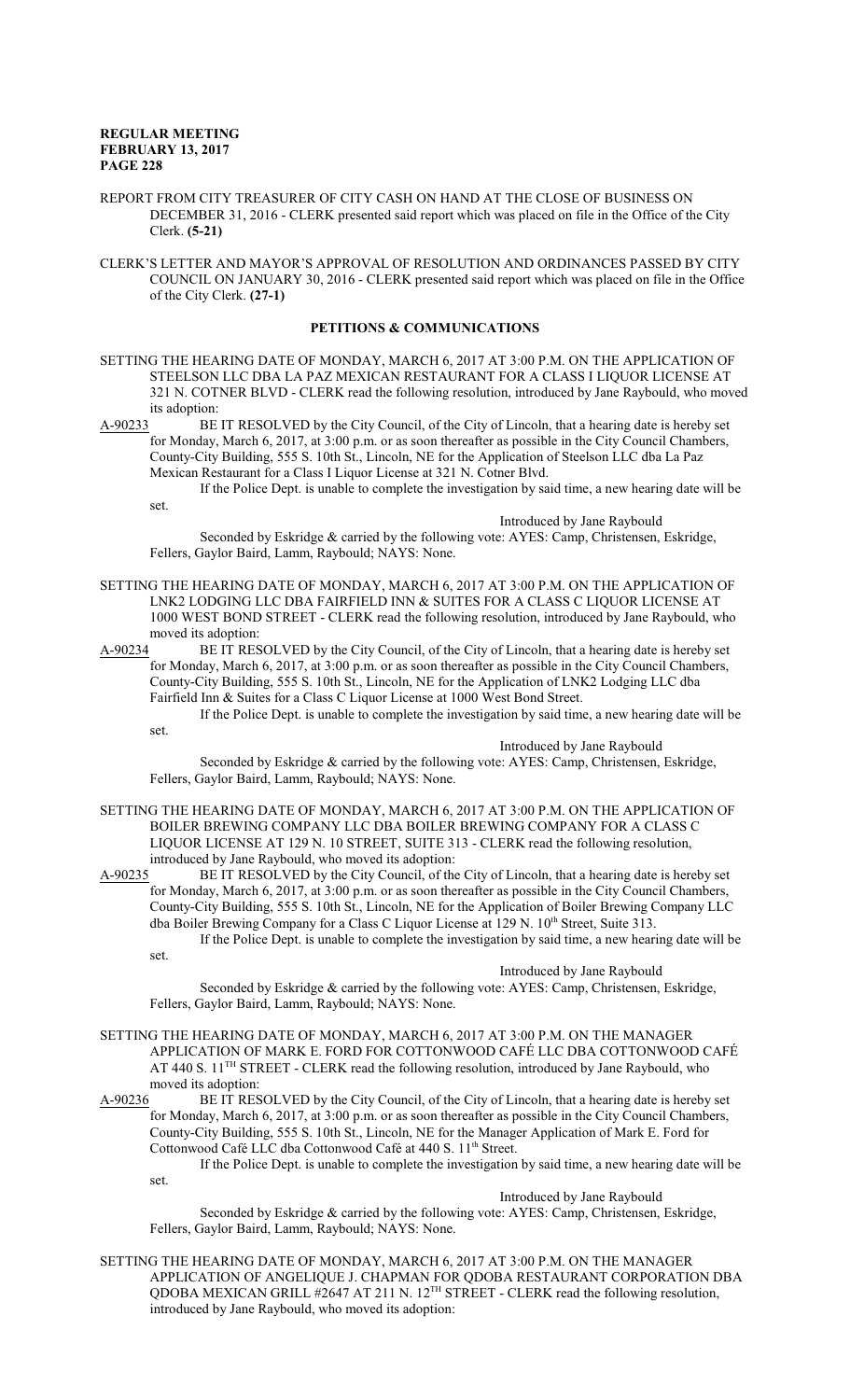REPORT FROM CITY TREASURER OF CITY CASH ON HAND AT THE CLOSE OF BUSINESS ON DECEMBER 31, 2016 - CLERK presented said report which was placed on file in the Office of the City Clerk. **(5-21)**

CLERK'S LETTER AND MAYOR'S APPROVAL OF RESOLUTION AND ORDINANCES PASSED BY CITY COUNCIL ON JANUARY 30, 2016 - CLERK presented said report which was placed on file in the Office of the City Clerk. **(27-1)**

## PETITIONS & COMMUNICATIONS

SETTING THE HEARING DATE OF MONDAY, MARCH 6, 2017 AT 3:00 P.M. ON THE APPLICATION OF STEELSON LLC DBA LA PAZ MEXICAN RESTAURANT FOR A CLASS I LIQUOR LICENSE AT 321 N. COTNER BLVD - CLERK read the following resolution, introduced by Jane Raybould, who moved its adoption:

A-90233 BE IT RESOLVED by the City Council, of the City of Lincoln, that a hearing date is hereby set for Monday, March 6, 2017, at 3:00 p.m. or as soon thereafter as possible in the City Council Chambers, County-City Building, 555 S. 10th St., Lincoln, NE for the Application of Steelson LLC dba La Paz Mexican Restaurant for a Class I Liquor License at 321 N. Cotner Blvd.

If the Police Dept. is unable to complete the investigation by said time, a new hearing date will be set.

Introduced by Jane Raybould

Seconded by Eskridge & carried by the following vote: AYES: Camp, Christensen, Eskridge, Fellers, Gaylor Baird, Lamm, Raybould; NAYS: None.

SETTING THE HEARING DATE OF MONDAY, MARCH 6, 2017 AT 3:00 P.M. ON THE APPLICATION OF LNK2 LODGING LLC DBA FAIRFIELD INN & SUITES FOR A CLASS C LIQUOR LICENSE AT 1000 WEST BOND STREET - CLERK read the following resolution, introduced by Jane Raybould, who moved its adoption:

A-90234 BE IT RESOLVED by the City Council, of the City of Lincoln, that a hearing date is hereby set for Monday, March 6, 2017, at 3:00 p.m. or as soon thereafter as possible in the City Council Chambers, County-City Building, 555 S. 10th St., Lincoln, NE for the Application of LNK2 Lodging LLC dba Fairfield Inn & Suites for a Class C Liquor License at 1000 West Bond Street.

If the Police Dept. is unable to complete the investigation by said time, a new hearing date will be set.

Introduced by Jane Raybould

Seconded by Eskridge & carried by the following vote: AYES: Camp, Christensen, Eskridge, Fellers, Gaylor Baird, Lamm, Raybould; NAYS: None.

SETTING THE HEARING DATE OF MONDAY, MARCH 6, 2017 AT 3:00 P.M. ON THE APPLICATION OF BOILER BREWING COMPANY LLC DBA BOILER BREWING COMPANY FOR A CLASS C LIQUOR LICENSE AT 129 N. 10 STREET, SUITE 313 - CLERK read the following resolution, introduced by Jane Raybould, who moved its adoption:

A-90235 BE IT RESOLVED by the City Council, of the City of Lincoln, that a hearing date is hereby set for Monday, March 6, 2017, at 3:00 p.m. or as soon thereafter as possible in the City Council Chambers, County-City Building, 555 S. 10th St., Lincoln, NE for the Application of Boiler Brewing Company LLC dba Boiler Brewing Company for a Class C Liquor License at 129 N. 10th Street, Suite 313.

If the Police Dept. is unable to complete the investigation by said time, a new hearing date will be set.

Introduced by Jane Raybould

Seconded by Eskridge & carried by the following vote: AYES: Camp, Christensen, Eskridge, Fellers, Gaylor Baird, Lamm, Raybould; NAYS: None.

SETTING THE HEARING DATE OF MONDAY, MARCH 6, 2017 AT 3:00 P.M. ON THE MANAGER APPLICATION OF MARK E. FORD FOR COTTONWOOD CAFÉ LLC DBA COTTONWOOD CAFÉ AT 440 S. 11TH STREET - CLERK read the following resolution, introduced by Jane Raybould, who moved its adoption:

A-90236 BE IT RESOLVED by the City Council, of the City of Lincoln, that a hearing date is hereby set for Monday, March 6, 2017, at 3:00 p.m. or as soon thereafter as possible in the City Council Chambers, County-City Building, 555 S. 10th St., Lincoln, NE for the Manager Application of Mark E. Ford for Cottonwood Café LLC dba Cottonwood Café at 440 S. 11th Street.

If the Police Dept. is unable to complete the investigation by said time, a new hearing date will be set.

Introduced by Jane Raybould

Seconded by Eskridge & carried by the following vote: AYES: Camp, Christensen, Eskridge, Fellers, Gaylor Baird, Lamm, Raybould; NAYS: None.

SETTING THE HEARING DATE OF MONDAY, MARCH 6, 2017 AT 3:00 P.M. ON THE MANAGER APPLICATION OF ANGELIQUE J. CHAPMAN FOR QDOBA RESTAURANT CORPORATION DBA QDOBA MEXICAN GRILL #2647 AT 211 N. 12TH STREET - CLERK read the following resolution, introduced by Jane Raybould, who moved its adoption: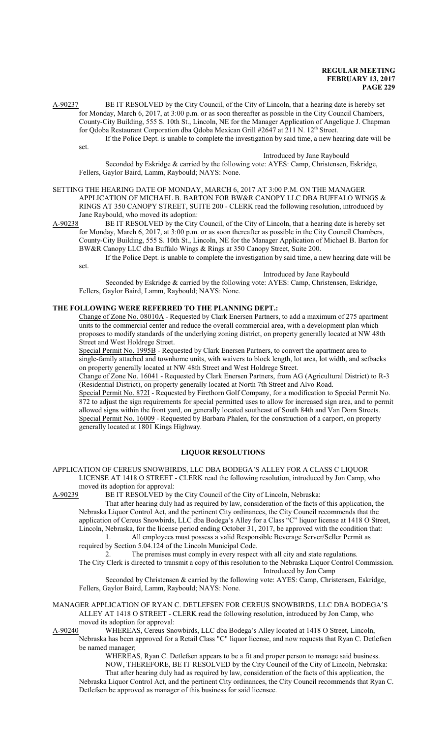A-90237 BE IT RESOLVED by the City Council, of the City of Lincoln, that a hearing date is hereby set for Monday, March 6, 2017, at 3:00 p.m. or as soon thereafter as possible in the City Council Chambers, County-City Building, 555 S. 10th St., Lincoln, NE for the Manager Application of Angelique J. Chapman for Qdoba Restaurant Corporation dba Qdoba Mexican Grill #2647 at 211 N. 12th Street.

If the Police Dept. is unable to complete the investigation by said time, a new hearing date will be set.

Introduced by Jane Raybould

Seconded by Eskridge & carried by the following vote: AYES: Camp, Christensen, Eskridge, Fellers, Gaylor Baird, Lamm, Raybould; NAYS: None.

SETTING THE HEARING DATE OF MONDAY, MARCH 6, 2017 AT 3:00 P.M. ON THE MANAGER APPLICATION OF MICHAEL B. BARTON FOR BW&R CANOPY LLC DBA BUFFALO WINGS & RINGS AT 350 CANOPY STREET, SUITE 200 - CLERK read the following resolution, introduced by Jane Raybould, who moved its adoption:

A-90238 BE IT RESOLVED by the City Council, of the City of Lincoln, that a hearing date is hereby set for Monday, March 6, 2017, at 3:00 p.m. or as soon thereafter as possible in the City Council Chambers, County-City Building, 555 S. 10th St., Lincoln, NE for the Manager Application of Michael B. Barton for BW&R Canopy LLC dba Buffalo Wings & Rings at 350 Canopy Street, Suite 200.

If the Police Dept. is unable to complete the investigation by said time, a new hearing date will be set.

Introduced by Jane Raybould

Seconded by Eskridge & carried by the following vote: AYES: Camp, Christensen, Eskridge, Fellers, Gaylor Baird, Lamm, Raybould; NAYS: None.

**THE FOLLOWING WERE REFERRED TO THE PLANNING DEPT.:**

Change of Zone No. 08010A - Requested by Clark Enersen Partners, to add a maximum of 275 apartment units to the commercial center and reduce the overall commercial area, with a development plan which proposes to modify standards of the underlying zoning district, on property generally located at NW 48th Street and West Holdrege Street.

Special Permit No. 1995B - Requested by Clark Enersen Partners, to convert the apartment area to single-family attached and townhome units, with waivers to block length, lot area, lot width, and setbacks on property generally located at NW 48th Street and West Holdrege Street.

Change of Zone No. 16041 - Requested by Clark Enersen Partners, from AG (Agricultural District) to R-3 (Residential District), on property generally located at North 7th Street and Alvo Road.

Special Permit No. 872I - Requested by Firethorn Golf Company, for a modification to Special Permit No. 872 to adjust the sign requirements for special permitted uses to allow for increased sign area, and to permit allowed signs within the front yard, on generally located southeast of South 84th and Van Dorn Streets.

Special Permit No. 16009 - Requested by Barbara Phalen, for the construction of a carport, on property generally located at 1801 Kings Highway.

## LIQUOR RESOLUTIONS

APPLICATION OF CEREUS SNOWBIRDS, LLC DBA BODEGA'S ALLEY FOR A CLASS C LIQUOR LICENSE AT 1418 O STREET - CLERK read the following resolution, introduced by Jon Camp, who moved its adoption for approval:

A-90239 BE IT RESOLVED by the City Council of the City of Lincoln, Nebraska:

That after hearing duly had as required by law, consideration of the facts of this application, the Nebraska Liquor Control Act, and the pertinent City ordinances, the City Council recommends that the application of Cereus Snowbirds, LLC dba Bodega's Alley for a Class "C" liquor license at 1418 O Street, Lincoln, Nebraska, for the license period ending October 31, 2017, be approved with the condition that:

1. All employees must possess a valid Responsible Beverage Server/Seller Permit as required by Section 5.04.124 of the Lincoln Municipal Code.
2. The premises must comply in every respect with all city and state regulations.

The City Clerk is directed to transmit a copy of this resolution to the Nebraska Liquor Control Commission.

Introduced by Jon Camp

Seconded by Christensen & carried by the following vote: AYES: Camp, Christensen, Eskridge, Fellers, Gaylor Baird, Lamm, Raybould; NAYS: None.

MANAGER APPLICATION OF RYAN C. DETLEFSEN FOR CEREUS SNOWBIRDS, LLC DBA BODEGA'S ALLEY AT 1418 O STREET - CLERK read the following resolution, introduced by Jon Camp, who moved its adoption for approval:

A-90240 WHEREAS, Cereus Snowbirds, LLC dba Bodega's Alley located at 1418 O Street, Lincoln, Nebraska has been approved for a Retail Class "C" liquor license, and now requests that Ryan C. Detlefsen be named manager;

WHEREAS, Ryan C. Detlefsen appears to be a fit and proper person to manage said business.

NOW, THEREFORE, BE IT RESOLVED by the City Council of the City of Lincoln, Nebraska:

That after hearing duly had as required by law, consideration of the facts of this application, the Nebraska Liquor Control Act, and the pertinent City ordinances, the City Council recommends that Ryan C. Detlefsen be approved as manager of this business for said licensee.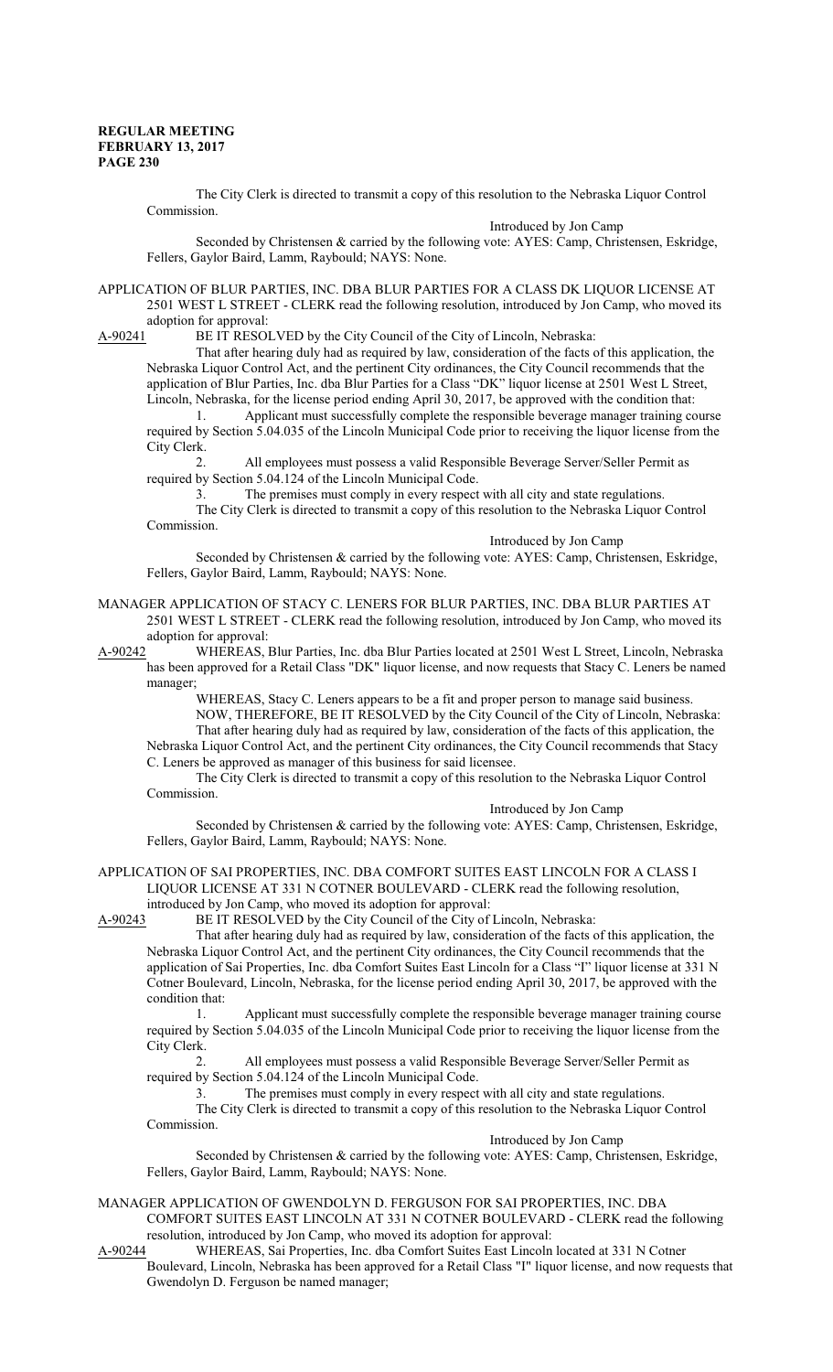The City Clerk is directed to transmit a copy of this resolution to the Nebraska Liquor Control Commission.

Introduced by Jon Camp

Seconded by Christensen & carried by the following vote: AYES: Camp, Christensen, Eskridge, Fellers, Gaylor Baird, Lamm, Raybould; NAYS: None.

APPLICATION OF BLUR PARTIES, INC. DBA BLUR PARTIES FOR A CLASS DK LIQUOR LICENSE AT 2501 WEST L STREET - CLERK read the following resolution, introduced by Jon Camp, who moved its adoption for approval:

A-90241 BE IT RESOLVED by the City Council of the City of Lincoln, Nebraska:

That after hearing duly had as required by law, consideration of the facts of this application, the Nebraska Liquor Control Act, and the pertinent City ordinances, the City Council recommends that the application of Blur Parties, Inc. dba Blur Parties for a Class "DK" liquor license at 2501 West L Street, Lincoln, Nebraska, for the license period ending April 30, 2017, be approved with the condition that:

1. Applicant must successfully complete the responsible beverage manager training course required by Section 5.04.035 of the Lincoln Municipal Code prior to receiving the liquor license from the City Clerk.
2. All employees must possess a valid Responsible Beverage Server/Seller Permit as required by Section 5.04.124 of the Lincoln Municipal Code.
3. The premises must comply in every respect with all city and state regulations.

The City Clerk is directed to transmit a copy of this resolution to the Nebraska Liquor Control Commission.

Introduced by Jon Camp

Seconded by Christensen & carried by the following vote: AYES: Camp, Christensen, Eskridge, Fellers, Gaylor Baird, Lamm, Raybould; NAYS: None.

MANAGER APPLICATION OF STACY C. LENERS FOR BLUR PARTIES, INC. DBA BLUR PARTIES AT 2501 WEST L STREET - CLERK read the following resolution, introduced by Jon Camp, who moved its adoption for approval:

A-90242 WHEREAS, Blur Parties, Inc. dba Blur Parties located at 2501 West L Street, Lincoln, Nebraska has been approved for a Retail Class "DK" liquor license, and now requests that Stacy C. Leners be named manager;

WHEREAS, Stacy C. Leners appears to be a fit and proper person to manage said business.

NOW, THEREFORE, BE IT RESOLVED by the City Council of the City of Lincoln, Nebraska:

That after hearing duly had as required by law, consideration of the facts of this application, the Nebraska Liquor Control Act, and the pertinent City ordinances, the City Council recommends that Stacy C. Leners be approved as manager of this business for said licensee.

The City Clerk is directed to transmit a copy of this resolution to the Nebraska Liquor Control Commission.

Introduced by Jon Camp

Seconded by Christensen & carried by the following vote: AYES: Camp, Christensen, Eskridge, Fellers, Gaylor Baird, Lamm, Raybould; NAYS: None.

APPLICATION OF SAI PROPERTIES, INC. DBA COMFORT SUITES EAST LINCOLN FOR A CLASS I LIQUOR LICENSE AT 331 N COTNER BOULEVARD - CLERK read the following resolution, introduced by Jon Camp, who moved its adoption for approval:

A-90243 BE IT RESOLVED by the City Council of the City of Lincoln, Nebraska:

That after hearing duly had as required by law, consideration of the facts of this application, the Nebraska Liquor Control Act, and the pertinent City ordinances, the City Council recommends that the application of Sai Properties, Inc. dba Comfort Suites East Lincoln for a Class "I" liquor license at 331 N Cotner Boulevard, Lincoln, Nebraska, for the license period ending April 30, 2017, be approved with the condition that:

1. Applicant must successfully complete the responsible beverage manager training course required by Section 5.04.035 of the Lincoln Municipal Code prior to receiving the liquor license from the City Clerk.
2. All employees must possess a valid Responsible Beverage Server/Seller Permit as required by Section 5.04.124 of the Lincoln Municipal Code.
3. The premises must comply in every respect with all city and state regulations.

The City Clerk is directed to transmit a copy of this resolution to the Nebraska Liquor Control Commission.

Introduced by Jon Camp

Seconded by Christensen & carried by the following vote: AYES: Camp, Christensen, Eskridge, Fellers, Gaylor Baird, Lamm, Raybould; NAYS: None.

MANAGER APPLICATION OF GWENDOLYN D. FERGUSON FOR SAI PROPERTIES, INC. DBA COMFORT SUITES EAST LINCOLN AT 331 N COTNER BOULEVARD - CLERK read the following resolution, introduced by Jon Camp, who moved its adoption for approval:

A-90244 WHEREAS, Sai Properties, Inc. dba Comfort Suites East Lincoln located at 331 N Cotner Boulevard, Lincoln, Nebraska has been approved for a Retail Class "I" liquor license, and now requests that Gwendolyn D. Ferguson be named manager;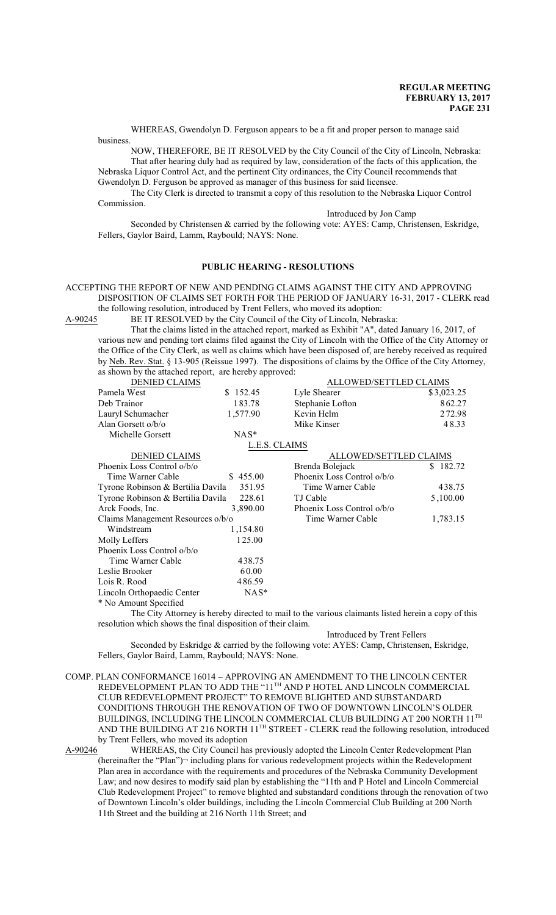WHEREAS, Gwendolyn D. Ferguson appears to be a fit and proper person to manage said business.

NOW, THEREFORE, BE IT RESOLVED by the City Council of the City of Lincoln, Nebraska: That after hearing duly had as required by law, consideration of the facts of this application, the Nebraska Liquor Control Act, and the pertinent City ordinances, the City Council recommends that Gwendolyn D. Ferguson be approved as manager of this business for said licensee.

The City Clerk is directed to transmit a copy of this resolution to the Nebraska Liquor Control Commission.

Introduced by Jon Camp

Seconded by Christensen & carried by the following vote: AYES: Camp, Christensen, Eskridge, Fellers, Gaylor Baird, Lamm, Raybould; NAYS: None.

## PUBLIC HEARING - RESOLUTIONS

ACCEPTING THE REPORT OF NEW AND PENDING CLAIMS AGAINST THE CITY AND APPROVING DISPOSITION OF CLAIMS SET FORTH FOR THE PERIOD OF JANUARY 16-31, 2017 - CLERK read the following resolution, introduced by Trent Fellers, who moved its adoption:

A-90245 BE IT RESOLVED by the City Council of the City of Lincoln, Nebraska:

That the claims listed in the attached report, marked as Exhibit "A", dated January 16, 2017, of various new and pending tort claims filed against the City of Lincoln with the Office of the City Attorney or the Office of the City Clerk, as well as claims which have been disposed of, are hereby received as required by Neb. Rev. Stat. § 13-905 (Reissue 1997). The dispositions of claims by the Office of the City Attorney, as shown by the attached report, are hereby approved:

| DENIED CLAIMS | | ALLOWED/SETTLED CLAIMS | |
|---|---|---|---|
| Pamela West | $ 152.45 | Lyle Shearer | $3,023.25 |
| Deb Trainor | 183.78 | Stephanie Lofton | 862.27 |
| Lauryl Schumacher | 1,577.90 | Kevin Helm | 272.98 |
| Alan Gorsett o/b/o Michelle Gorsett | NAS* | Mike Kinser | 48.33 |

L.E.S. CLAIMS

| DENIED CLAIMS | | ALLOWED/SETTLED CLAIMS | |
|---|---|---|---|
| Phoenix Loss Control o/b/o Time Warner Cable | $ 455.00 | Brenda Bolejack | $ 182.72 |
| Tyrone Robinson & Bertilia Davila | 351.95 | Phoenix Loss Control o/b/o Time Warner Cable | 438.75 |
| Tyrone Robinson & Bertilia Davila | 228.61 | TJ Cable | 5,100.00 |
| Arck Foods, Inc. | 3,890.00 | Phoenix Loss Control o/b/o Time Warner Cable | 1,783.15 |
| Claims Management Resources o/b/o Windstream | 1,154.80 | | |
| Molly Leffers | 125.00 | | |
| Phoenix Loss Control o/b/o Time Warner Cable | 438.75 | | |
| Leslie Brooker | 60.00 | | |
| Lois R. Rood | 486.59 | | |
| Lincoln Orthopaedic Center | NAS* | | |

* No Amount Specified

The City Attorney is hereby directed to mail to the various claimants listed herein a copy of this resolution which shows the final disposition of their claim.

Introduced by Trent Fellers

Seconded by Eskridge & carried by the following vote: AYES: Camp, Christensen, Eskridge, Fellers, Gaylor Baird, Lamm, Raybould; NAYS: None.

COMP. PLAN CONFORMANCE 16014 – APPROVING AN AMENDMENT TO THE LINCOLN CENTER REDEVELOPMENT PLAN TO ADD THE "11TH AND P HOTEL AND LINCOLN COMMERCIAL CLUB REDEVELOPMENT PROJECT" TO REMOVE BLIGHTED AND SUBSTANDARD CONDITIONS THROUGH THE RENOVATION OF TWO OF DOWNTOWN LINCOLN'S OLDER BUILDINGS, INCLUDING THE LINCOLN COMMERCIAL CLUB BUILDING AT 200 NORTH 11TH AND THE BUILDING AT 216 NORTH 11TH STREET - CLERK read the following resolution, introduced by Trent Fellers, who moved its adoption

A-90246 WHEREAS, the City Council has previously adopted the Lincoln Center Redevelopment Plan (hereinafter the "Plan") including plans for various redevelopment projects within the Redevelopment Plan area in accordance with the requirements and procedures of the Nebraska Community Development Law; and now desires to modify said plan by establishing the "11th and P Hotel and Lincoln Commercial Club Redevelopment Project" to remove blighted and substandard conditions through the renovation of two of Downtown Lincoln's older buildings, including the Lincoln Commercial Club Building at 200 North 11th Street and the building at 216 North 11th Street; and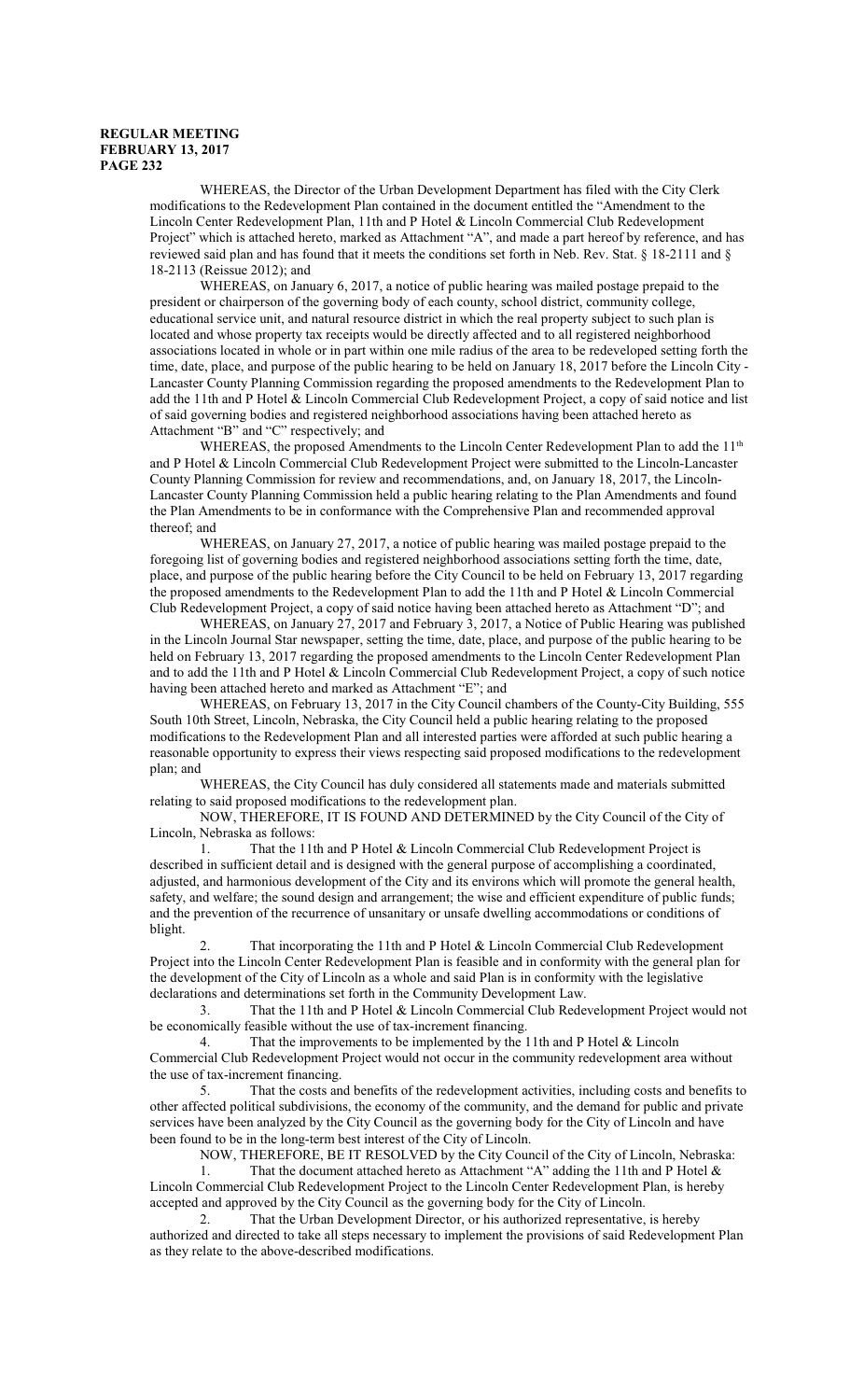WHEREAS, the Director of the Urban Development Department has filed with the City Clerk modifications to the Redevelopment Plan contained in the document entitled the "Amendment to the Lincoln Center Redevelopment Plan, 11th and P Hotel & Lincoln Commercial Club Redevelopment Project" which is attached hereto, marked as Attachment "A", and made a part hereof by reference, and has reviewed said plan and has found that it meets the conditions set forth in Neb. Rev. Stat. § 18-2111 and § 18-2113 (Reissue 2012); and

WHEREAS, on January 6, 2017, a notice of public hearing was mailed postage prepaid to the president or chairperson of the governing body of each county, school district, community college, educational service unit, and natural resource district in which the real property subject to such plan is located and whose property tax receipts would be directly affected and to all registered neighborhood associations located in whole or in part within one mile radius of the area to be redeveloped setting forth the time, date, place, and purpose of the public hearing to be held on January 18, 2017 before the Lincoln City - Lancaster County Planning Commission regarding the proposed amendments to the Redevelopment Plan to add the 11th and P Hotel & Lincoln Commercial Club Redevelopment Project, a copy of said notice and list of said governing bodies and registered neighborhood associations having been attached hereto as Attachment "B" and "C" respectively; and

WHEREAS, the proposed Amendments to the Lincoln Center Redevelopment Plan to add the 11th and P Hotel & Lincoln Commercial Club Redevelopment Project were submitted to the Lincoln-Lancaster County Planning Commission for review and recommendations, and, on January 18, 2017, the Lincoln-Lancaster County Planning Commission held a public hearing relating to the Plan Amendments and found the Plan Amendments to be in conformance with the Comprehensive Plan and recommended approval thereof; and

WHEREAS, on January 27, 2017, a notice of public hearing was mailed postage prepaid to the foregoing list of governing bodies and registered neighborhood associations setting forth the time, date, place, and purpose of the public hearing before the City Council to be held on February 13, 2017 regarding the proposed amendments to the Redevelopment Plan to add the 11th and P Hotel & Lincoln Commercial Club Redevelopment Project, a copy of said notice having been attached hereto as Attachment "D"; and

WHEREAS, on January 27, 2017 and February 3, 2017, a Notice of Public Hearing was published in the Lincoln Journal Star newspaper, setting the time, date, place, and purpose of the public hearing to be held on February 13, 2017 regarding the proposed amendments to the Lincoln Center Redevelopment Plan and to add the 11th and P Hotel & Lincoln Commercial Club Redevelopment Project, a copy of such notice having been attached hereto and marked as Attachment "E"; and

WHEREAS, on February 13, 2017 in the City Council chambers of the County-City Building, 555 South 10th Street, Lincoln, Nebraska, the City Council held a public hearing relating to the proposed modifications to the Redevelopment Plan and all interested parties were afforded at such public hearing a reasonable opportunity to express their views respecting said proposed modifications to the redevelopment plan; and

WHEREAS, the City Council has duly considered all statements made and materials submitted relating to said proposed modifications to the redevelopment plan.

NOW, THEREFORE, IT IS FOUND AND DETERMINED by the City Council of the City of Lincoln, Nebraska as follows:

1. That the 11th and P Hotel & Lincoln Commercial Club Redevelopment Project is described in sufficient detail and is designed with the general purpose of accomplishing a coordinated, adjusted, and harmonious development of the City and its environs which will promote the general health, safety, and welfare; the sound design and arrangement; the wise and efficient expenditure of public funds; and the prevention of the recurrence of unsanitary or unsafe dwelling accommodations or conditions of blight.

2. That incorporating the 11th and P Hotel & Lincoln Commercial Club Redevelopment Project into the Lincoln Center Redevelopment Plan is feasible and in conformity with the general plan for the development of the City of Lincoln as a whole and said Plan is in conformity with the legislative declarations and determinations set forth in the Community Development Law.

3. That the 11th and P Hotel & Lincoln Commercial Club Redevelopment Project would not be economically feasible without the use of tax-increment financing.

4. That the improvements to be implemented by the 11th and P Hotel & Lincoln Commercial Club Redevelopment Project would not occur in the community redevelopment area without the use of tax-increment financing.

5. That the costs and benefits of the redevelopment activities, including costs and benefits to other affected political subdivisions, the economy of the community, and the demand for public and private services have been analyzed by the City Council as the governing body for the City of Lincoln and have been found to be in the long-term best interest of the City of Lincoln.

NOW, THEREFORE, BE IT RESOLVED by the City Council of the City of Lincoln, Nebraska:

1. That the document attached hereto as Attachment "A" adding the 11th and P Hotel & Lincoln Commercial Club Redevelopment Project to the Lincoln Center Redevelopment Plan, is hereby accepted and approved by the City Council as the governing body for the City of Lincoln.

2. That the Urban Development Director, or his authorized representative, is hereby authorized and directed to take all steps necessary to implement the provisions of said Redevelopment Plan as they relate to the above-described modifications.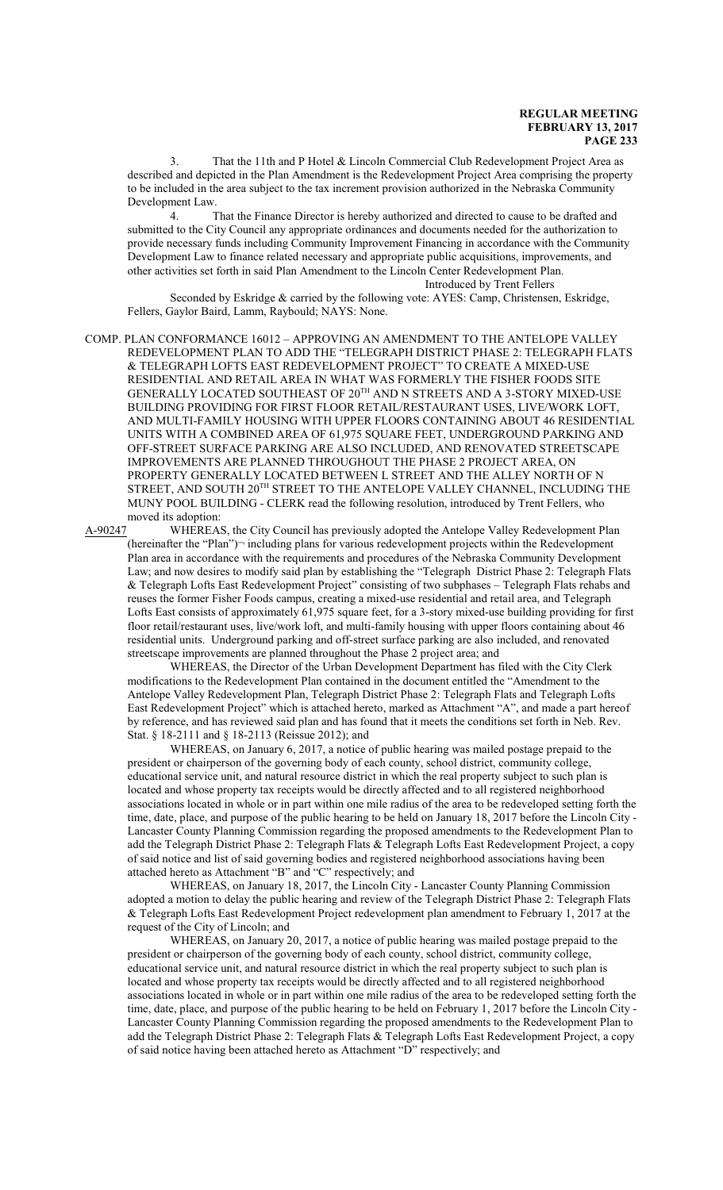3. That the 11th and P Hotel & Lincoln Commercial Club Redevelopment Project Area as described and depicted in the Plan Amendment is the Redevelopment Project Area comprising the property to be included in the area subject to the tax increment provision authorized in the Nebraska Community Development Law.

4. That the Finance Director is hereby authorized and directed to cause to be drafted and submitted to the City Council any appropriate ordinances and documents needed for the authorization to provide necessary funds including Community Improvement Financing in accordance with the Community Development Law to finance related necessary and appropriate public acquisitions, improvements, and other activities set forth in said Plan Amendment to the Lincoln Center Redevelopment Plan.

Introduced by Trent Fellers

Seconded by Eskridge & carried by the following vote: AYES: Camp, Christensen, Eskridge, Fellers, Gaylor Baird, Lamm, Raybould; NAYS: None.

COMP. PLAN CONFORMANCE 16012 – APPROVING AN AMENDMENT TO THE ANTELOPE VALLEY REDEVELOPMENT PLAN TO ADD THE "TELEGRAPH DISTRICT PHASE 2: TELEGRAPH FLATS & TELEGRAPH LOFTS EAST REDEVELOPMENT PROJECT" TO CREATE A MIXED-USE RESIDENTIAL AND RETAIL AREA IN WHAT WAS FORMERLY THE FISHER FOODS SITE GENERALLY LOCATED SOUTHEAST OF 20TH AND N STREETS AND A 3-STORY MIXED-USE BUILDING PROVIDING FOR FIRST FLOOR RETAIL/RESTAURANT USES, LIVE/WORK LOFT, AND MULTI-FAMILY HOUSING WITH UPPER FLOORS CONTAINING ABOUT 46 RESIDENTIAL UNITS WITH A COMBINED AREA OF 61,975 SQUARE FEET, UNDERGROUND PARKING AND OFF-STREET SURFACE PARKING ARE ALSO INCLUDED, AND RENOVATED STREETSCAPE IMPROVEMENTS ARE PLANNED THROUGHOUT THE PHASE 2 PROJECT AREA, ON PROPERTY GENERALLY LOCATED BETWEEN L STREET AND THE ALLEY NORTH OF N STREET, AND SOUTH 20TH STREET TO THE ANTELOPE VALLEY CHANNEL, INCLUDING THE MUNY POOL BUILDING - CLERK read the following resolution, introduced by Trent Fellers, who moved its adoption:

A-90247 WHEREAS, the City Council has previously adopted the Antelope Valley Redevelopment Plan (hereinafter the "Plan")¬ including plans for various redevelopment projects within the Redevelopment Plan area in accordance with the requirements and procedures of the Nebraska Community Development Law; and now desires to modify said plan by establishing the "Telegraph District Phase 2: Telegraph Flats & Telegraph Lofts East Redevelopment Project" consisting of two subphases – Telegraph Flats rehabs and reuses the former Fisher Foods campus, creating a mixed-use residential and retail area, and Telegraph Lofts East consists of approximately 61,975 square feet, for a 3-story mixed-use building providing for first floor retail/restaurant uses, live/work loft, and multi-family housing with upper floors containing about 46 residential units. Underground parking and off-street surface parking are also included, and renovated streetscape improvements are planned throughout the Phase 2 project area; and

WHEREAS, the Director of the Urban Development Department has filed with the City Clerk modifications to the Redevelopment Plan contained in the document entitled the "Amendment to the Antelope Valley Redevelopment Plan, Telegraph District Phase 2: Telegraph Flats and Telegraph Lofts East Redevelopment Project" which is attached hereto, marked as Attachment "A", and made a part hereof by reference, and has reviewed said plan and has found that it meets the conditions set forth in Neb. Rev. Stat. § 18-2111 and § 18-2113 (Reissue 2012); and

WHEREAS, on January 6, 2017, a notice of public hearing was mailed postage prepaid to the president or chairperson of the governing body of each county, school district, community college, educational service unit, and natural resource district in which the real property subject to such plan is located and whose property tax receipts would be directly affected and to all registered neighborhood associations located in whole or in part within one mile radius of the area to be redeveloped setting forth the time, date, place, and purpose of the public hearing to be held on January 18, 2017 before the Lincoln City - Lancaster County Planning Commission regarding the proposed amendments to the Redevelopment Plan to add the Telegraph District Phase 2: Telegraph Flats & Telegraph Lofts East Redevelopment Project, a copy of said notice and list of said governing bodies and registered neighborhood associations having been attached hereto as Attachment "B" and "C" respectively; and

WHEREAS, on January 18, 2017, the Lincoln City - Lancaster County Planning Commission adopted a motion to delay the public hearing and review of the Telegraph District Phase 2: Telegraph Flats & Telegraph Lofts East Redevelopment Project redevelopment plan amendment to February 1, 2017 at the request of the City of Lincoln; and

WHEREAS, on January 20, 2017, a notice of public hearing was mailed postage prepaid to the president or chairperson of the governing body of each county, school district, community college, educational service unit, and natural resource district in which the real property subject to such plan is located and whose property tax receipts would be directly affected and to all registered neighborhood associations located in whole or in part within one mile radius of the area to be redeveloped setting forth the time, date, place, and purpose of the public hearing to be held on February 1, 2017 before the Lincoln City - Lancaster County Planning Commission regarding the proposed amendments to the Redevelopment Plan to add the Telegraph District Phase 2: Telegraph Flats & Telegraph Lofts East Redevelopment Project, a copy of said notice having been attached hereto as Attachment "D" respectively; and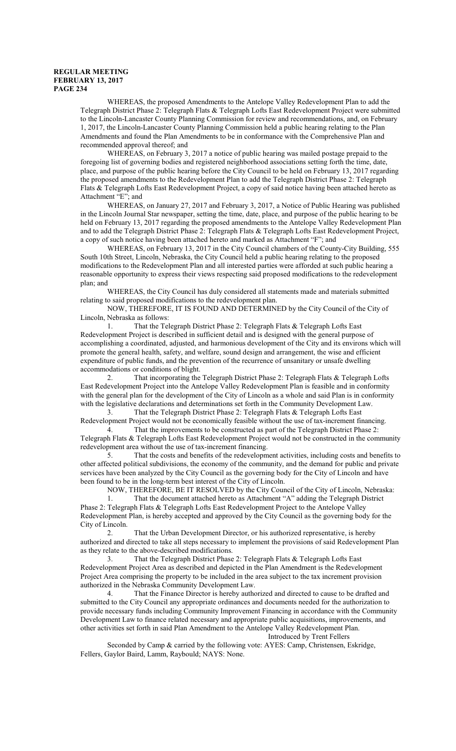WHEREAS, the proposed Amendments to the Antelope Valley Redevelopment Plan to add the Telegraph District Phase 2: Telegraph Flats & Telegraph Lofts East Redevelopment Project were submitted to the Lincoln-Lancaster County Planning Commission for review and recommendations, and, on February 1, 2017, the Lincoln-Lancaster County Planning Commission held a public hearing relating to the Plan Amendments and found the Plan Amendments to be in conformance with the Comprehensive Plan and recommended approval thereof; and

WHEREAS, on February 3, 2017 a notice of public hearing was mailed postage prepaid to the foregoing list of governing bodies and registered neighborhood associations setting forth the time, date, place, and purpose of the public hearing before the City Council to be held on February 13, 2017 regarding the proposed amendments to the Redevelopment Plan to add the Telegraph District Phase 2: Telegraph Flats & Telegraph Lofts East Redevelopment Project, a copy of said notice having been attached hereto as Attachment "E"; and

WHEREAS, on January 27, 2017 and February 3, 2017, a Notice of Public Hearing was published in the Lincoln Journal Star newspaper, setting the time, date, place, and purpose of the public hearing to be held on February 13, 2017 regarding the proposed amendments to the Antelope Valley Redevelopment Plan and to add the Telegraph District Phase 2: Telegraph Flats & Telegraph Lofts East Redevelopment Project, a copy of such notice having been attached hereto and marked as Attachment "F"; and

WHEREAS, on February 13, 2017 in the City Council chambers of the County-City Building, 555 South 10th Street, Lincoln, Nebraska, the City Council held a public hearing relating to the proposed modifications to the Redevelopment Plan and all interested parties were afforded at such public hearing a reasonable opportunity to express their views respecting said proposed modifications to the redevelopment plan; and

WHEREAS, the City Council has duly considered all statements made and materials submitted relating to said proposed modifications to the redevelopment plan.

NOW, THEREFORE, IT IS FOUND AND DETERMINED by the City Council of the City of Lincoln, Nebraska as follows:

1. That the Telegraph District Phase 2: Telegraph Flats & Telegraph Lofts East Redevelopment Project is described in sufficient detail and is designed with the general purpose of accomplishing a coordinated, adjusted, and harmonious development of the City and its environs which will promote the general health, safety, and welfare, sound design and arrangement, the wise and efficient expenditure of public funds, and the prevention of the recurrence of unsanitary or unsafe dwelling accommodations or conditions of blight.

2. That incorporating the Telegraph District Phase 2: Telegraph Flats & Telegraph Lofts East Redevelopment Project into the Antelope Valley Redevelopment Plan is feasible and in conformity with the general plan for the development of the City of Lincoln as a whole and said Plan is in conformity with the legislative declarations and determinations set forth in the Community Development Law.

3. That the Telegraph District Phase 2: Telegraph Flats & Telegraph Lofts East Redevelopment Project would not be economically feasible without the use of tax-increment financing.

4. That the improvements to be constructed as part of the Telegraph District Phase 2: Telegraph Flats & Telegraph Lofts East Redevelopment Project would not be constructed in the community redevelopment area without the use of tax-increment financing.

5. That the costs and benefits of the redevelopment activities, including costs and benefits to other affected political subdivisions, the economy of the community, and the demand for public and private services have been analyzed by the City Council as the governing body for the City of Lincoln and have been found to be in the long-term best interest of the City of Lincoln.

NOW, THEREFORE, BE IT RESOLVED by the City Council of the City of Lincoln, Nebraska:

1. That the document attached hereto as Attachment "A" adding the Telegraph District Phase 2: Telegraph Flats & Telegraph Lofts East Redevelopment Project to the Antelope Valley Redevelopment Plan, is hereby accepted and approved by the City Council as the governing body for the City of Lincoln.

2. That the Urban Development Director, or his authorized representative, is hereby authorized and directed to take all steps necessary to implement the provisions of said Redevelopment Plan as they relate to the above-described modifications.

3. That the Telegraph District Phase 2: Telegraph Flats & Telegraph Lofts East Redevelopment Project Area as described and depicted in the Plan Amendment is the Redevelopment Project Area comprising the property to be included in the area subject to the tax increment provision authorized in the Nebraska Community Development Law.

4. That the Finance Director is hereby authorized and directed to cause to be drafted and submitted to the City Council any appropriate ordinances and documents needed for the authorization to provide necessary funds including Community Improvement Financing in accordance with the Community Development Law to finance related necessary and appropriate public acquisitions, improvements, and other activities set forth in said Plan Amendment to the Antelope Valley Redevelopment Plan.

Introduced by Trent Fellers

Seconded by Camp & carried by the following vote: AYES: Camp, Christensen, Eskridge, Fellers, Gaylor Baird, Lamm, Raybould; NAYS: None.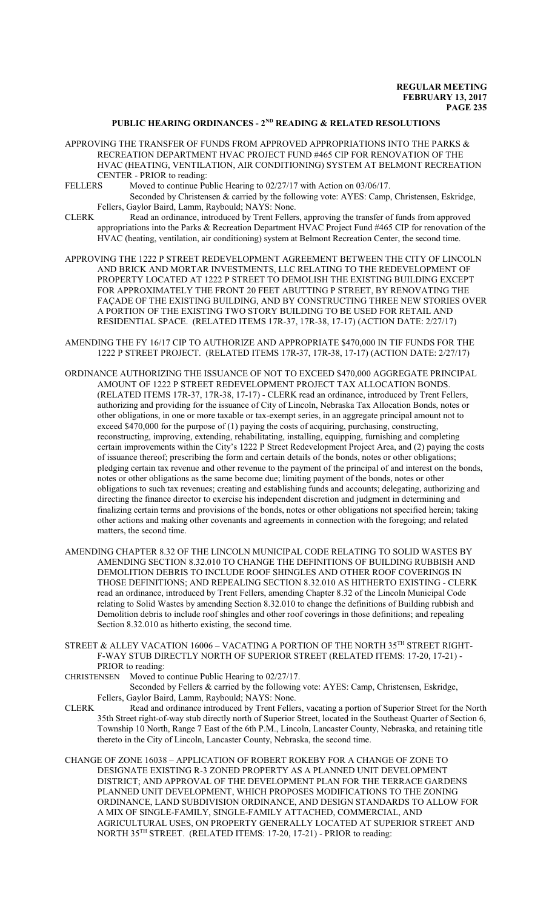## PUBLIC HEARING ORDINANCES - 2ND READING & RELATED RESOLUTIONS

APPROVING THE TRANSFER OF FUNDS FROM APPROVED APPROPRIATIONS INTO THE PARKS & RECREATION DEPARTMENT HVAC PROJECT FUND #465 CIP FOR RENOVATION OF THE HVAC (HEATING, VENTILATION, AIR CONDITIONING) SYSTEM AT BELMONT RECREATION CENTER - PRIOR to reading:

FELLERS Moved to continue Public Hearing to 02/27/17 with Action on 03/06/17.
Seconded by Christensen & carried by the following vote: AYES: Camp, Christensen, Eskridge, Fellers, Gaylor Baird, Lamm, Raybould; NAYS: None.

CLERK Read an ordinance, introduced by Trent Fellers, approving the transfer of funds from approved appropriations into the Parks & Recreation Department HVAC Project Fund #465 CIP for renovation of the HVAC (heating, ventilation, air conditioning) system at Belmont Recreation Center, the second time.

APPROVING THE 1222 P STREET REDEVELOPMENT AGREEMENT BETWEEN THE CITY OF LINCOLN AND BRICK AND MORTAR INVESTMENTS, LLC RELATING TO THE REDEVELOPMENT OF PROPERTY LOCATED AT 1222 P STREET TO DEMOLISH THE EXISTING BUILDING EXCEPT FOR APPROXIMATELY THE FRONT 20 FEET ABUTTING P STREET, BY RENOVATING THE FAÇADE OF THE EXISTING BUILDING, AND BY CONSTRUCTING THREE NEW STORIES OVER A PORTION OF THE EXISTING TWO STORY BUILDING TO BE USED FOR RETAIL AND RESIDENTIAL SPACE. (RELATED ITEMS 17R-37, 17R-38, 17-17) (ACTION DATE: 2/27/17)

AMENDING THE FY 16/17 CIP TO AUTHORIZE AND APPROPRIATE $470,000 IN TIF FUNDS FOR THE 1222 P STREET PROJECT. (RELATED ITEMS 17R-37, 17R-38, 17-17) (ACTION DATE: 2/27/17)

ORDINANCE AUTHORIZING THE ISSUANCE OF NOT TO EXCEED $470,000 AGGREGATE PRINCIPAL AMOUNT OF 1222 P STREET REDEVELOPMENT PROJECT TAX ALLOCATION BONDS. (RELATED ITEMS 17R-37, 17R-38, 17-17) - CLERK read an ordinance, introduced by Trent Fellers, authorizing and providing for the issuance of City of Lincoln, Nebraska Tax Allocation Bonds, notes or other obligations, in one or more taxable or tax-exempt series, in an aggregate principal amount not to exceed $470,000 for the purpose of (1) paying the costs of acquiring, purchasing, constructing, reconstructing, improving, extending, rehabilitating, installing, equipping, furnishing and completing certain improvements within the City's 1222 P Street Redevelopment Project Area, and (2) paying the costs of issuance thereof; prescribing the form and certain details of the bonds, notes or other obligations; pledging certain tax revenue and other revenue to the payment of the principal of and interest on the bonds, notes or other obligations as the same become due; limiting payment of the bonds, notes or other obligations to such tax revenues; creating and establishing funds and accounts; delegating, authorizing and directing the finance director to exercise his independent discretion and judgment in determining and finalizing certain terms and provisions of the bonds, notes or other obligations not specified herein; taking other actions and making other covenants and agreements in connection with the foregoing; and related matters, the second time.

AMENDING CHAPTER 8.32 OF THE LINCOLN MUNICIPAL CODE RELATING TO SOLID WASTES BY AMENDING SECTION 8.32.010 TO CHANGE THE DEFINITIONS OF BUILDING RUBBISH AND DEMOLITION DEBRIS TO INCLUDE ROOF SHINGLES AND OTHER ROOF COVERINGS IN THOSE DEFINITIONS; AND REPEALING SECTION 8.32.010 AS HITHERTO EXISTING - CLERK read an ordinance, introduced by Trent Fellers, amending Chapter 8.32 of the Lincoln Municipal Code relating to Solid Wastes by amending Section 8.32.010 to change the definitions of Building rubbish and Demolition debris to include roof shingles and other roof coverings in those definitions; and repealing Section 8.32.010 as hitherto existing, the second time.

STREET & ALLEY VACATION 16006 – VACATING A PORTION OF THE NORTH 35TH STREET RIGHT-F-WAY STUB DIRECTLY NORTH OF SUPERIOR STREET (RELATED ITEMS: 17-20, 17-21) - PRIOR to reading:

CHRISTENSEN Moved to continue Public Hearing to 02/27/17.
Seconded by Fellers & carried by the following vote: AYES: Camp, Christensen, Eskridge, Fellers, Gaylor Baird, Lamm, Raybould; NAYS: None.

CLERK Read and ordinance introduced by Trent Fellers, vacating a portion of Superior Street for the North 35th Street right-of-way stub directly north of Superior Street, located in the Southeast Quarter of Section 6, Township 10 North, Range 7 East of the 6th P.M., Lincoln, Lancaster County, Nebraska, and retaining title thereto in the City of Lincoln, Lancaster County, Nebraska, the second time.

CHANGE OF ZONE 16038 – APPLICATION OF ROBERT ROKEBY FOR A CHANGE OF ZONE TO DESIGNATE EXISTING R-3 ZONED PROPERTY AS A PLANNED UNIT DEVELOPMENT DISTRICT; AND APPROVAL OF THE DEVELOPMENT PLAN FOR THE TERRACE GARDENS PLANNED UNIT DEVELOPMENT, WHICH PROPOSES MODIFICATIONS TO THE ZONING ORDINANCE, LAND SUBDIVISION ORDINANCE, AND DESIGN STANDARDS TO ALLOW FOR A MIX OF SINGLE-FAMILY, SINGLE-FAMILY ATTACHED, COMMERCIAL, AND AGRICULTURAL USES, ON PROPERTY GENERALLY LOCATED AT SUPERIOR STREET AND NORTH 35TH STREET. (RELATED ITEMS: 17-20, 17-21) - PRIOR to reading: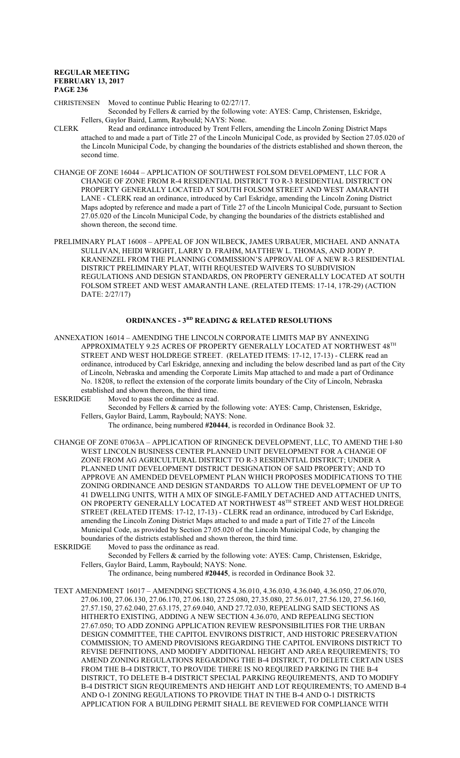CHRISTENSEN Moved to continue Public Hearing to 02/27/17.

Seconded by Fellers & carried by the following vote: AYES: Camp, Christensen, Eskridge, Fellers, Gaylor Baird, Lamm, Raybould; NAYS: None.

CLERK Read and ordinance introduced by Trent Fellers, amending the Lincoln Zoning District Maps attached to and made a part of Title 27 of the Lincoln Municipal Code, as provided by Section 27.05.020 of the Lincoln Municipal Code, by changing the boundaries of the districts established and shown thereon, the second time.

CHANGE OF ZONE 16044 – APPLICATION OF SOUTHWEST FOLSOM DEVELOPMENT, LLC FOR A CHANGE OF ZONE FROM R-4 RESIDENTIAL DISTRICT TO R-3 RESIDENTIAL DISTRICT ON PROPERTY GENERALLY LOCATED AT SOUTH FOLSOM STREET AND WEST AMARANTH LANE - CLERK read an ordinance, introduced by Carl Eskridge, amending the Lincoln Zoning District Maps adopted by reference and made a part of Title 27 of the Lincoln Municipal Code, pursuant to Section 27.05.020 of the Lincoln Municipal Code, by changing the boundaries of the districts established and shown thereon, the second time.

PRELIMINARY PLAT 16008 – APPEAL OF JON WILBECK, JAMES URBAUER, MICHAEL AND ANNATA SULLIVAN, HEIDI WRIGHT, LARRY D. FRAHM, MATTHEW L. THOMAS, AND JODY P. KRANENZEL FROM THE PLANNING COMMISSION'S APPROVAL OF A NEW R-3 RESIDENTIAL DISTRICT PRELIMINARY PLAT, WITH REQUESTED WAIVERS TO SUBDIVISION REGULATIONS AND DESIGN STANDARDS, ON PROPERTY GENERALLY LOCATED AT SOUTH FOLSOM STREET AND WEST AMARANTH LANE. (RELATED ITEMS: 17-14, 17R-29) (ACTION DATE: 2/27/17)

## ORDINANCES - 3RD READING & RELATED RESOLUTIONS

ANNEXATION 16014 – AMENDING THE LINCOLN CORPORATE LIMITS MAP BY ANNEXING APPROXIMATELY 9.25 ACRES OF PROPERTY GENERALLY LOCATED AT NORTHWEST 48TH STREET AND WEST HOLDREGE STREET. (RELATED ITEMS: 17-12, 17-13) - CLERK read an ordinance, introduced by Carl Eskridge, annexing and including the below described land as part of the City of Lincoln, Nebraska and amending the Corporate Limits Map attached to and made a part of Ordinance No. 18208, to reflect the extension of the corporate limits boundary of the City of Lincoln, Nebraska established and shown thereon, the third time.

ESKRIDGE Moved to pass the ordinance as read.

Seconded by Fellers & carried by the following vote: AYES: Camp, Christensen, Eskridge, Fellers, Gaylor Baird, Lamm, Raybould; NAYS: None.

The ordinance, being numbered **#20444**, is recorded in Ordinance Book 32.

CHANGE OF ZONE 07063A – APPLICATION OF RINGNECK DEVELOPMENT, LLC, TO AMEND THE I-80 WEST LINCOLN BUSINESS CENTER PLANNED UNIT DEVELOPMENT FOR A CHANGE OF ZONE FROM AG AGRICULTURAL DISTRICT TO R-3 RESIDENTIAL DISTRICT; UNDER A PLANNED UNIT DEVELOPMENT DISTRICT DESIGNATION OF SAID PROPERTY; AND TO APPROVE AN AMENDED DEVELOPMENT PLAN WHICH PROPOSES MODIFICATIONS TO THE ZONING ORDINANCE AND DESIGN STANDARDS TO ALLOW THE DEVELOPMENT OF UP TO 41 DWELLING UNITS, WITH A MIX OF SINGLE-FAMILY DETACHED AND ATTACHED UNITS, ON PROPERTY GENERALLY LOCATED AT NORTHWEST 48TH STREET AND WEST HOLDREGE STREET (RELATED ITEMS: 17-12, 17-13) - CLERK read an ordinance, introduced by Carl Eskridge, amending the Lincoln Zoning District Maps attached to and made a part of Title 27 of the Lincoln Municipal Code, as provided by Section 27.05.020 of the Lincoln Municipal Code, by changing the boundaries of the districts established and shown thereon, the third time.

ESKRIDGE Moved to pass the ordinance as read.

Seconded by Fellers & carried by the following vote: AYES: Camp, Christensen, Eskridge, Fellers, Gaylor Baird, Lamm, Raybould; NAYS: None.

The ordinance, being numbered **#20445**, is recorded in Ordinance Book 32.

TEXT AMENDMENT 16017 – AMENDING SECTIONS 4.36.010, 4.36.030, 4.36.040, 4.36.050, 27.06.070, 27.06.100, 27.06.130, 27.06.170, 27.06.180, 27.25.080, 27.35.080, 27.56.017, 27.56.120, 27.56.160, 27.57.150, 27.62.040, 27.63.175, 27.69.040, AND 27.72.030, REPEALING SAID SECTIONS AS HITHERTO EXISTING, ADDING A NEW SECTION 4.36.070, AND REPEALING SECTION 27.67.050; TO ADD ZONING APPLICATION REVIEW RESPONSIBILITIES FOR THE URBAN DESIGN COMMITTEE, THE CAPITOL ENVIRONS DISTRICT, AND HISTORIC PRESERVATION COMMISSION; TO AMEND PROVISIONS REGARDING THE CAPITOL ENVIRONS DISTRICT TO REVISE DEFINITIONS, AND MODIFY ADDITIONAL HEIGHT AND AREA REQUIREMENTS; TO AMEND ZONING REGULATIONS REGARDING THE B-4 DISTRICT, TO DELETE CERTAIN USES FROM THE B-4 DISTRICT, TO PROVIDE THERE IS NO REQUIRED PARKING IN THE B-4 DISTRICT, TO DELETE B-4 DISTRICT SPECIAL PARKING REQUIREMENTS, AND TO MODIFY B-4 DISTRICT SIGN REQUIREMENTS AND HEIGHT AND LOT REQUIREMENTS; TO AMEND B-4 AND O-1 ZONING REGULATIONS TO PROVIDE THAT IN THE B-4 AND O-1 DISTRICTS APPLICATION FOR A BUILDING PERMIT SHALL BE REVIEWED FOR COMPLIANCE WITH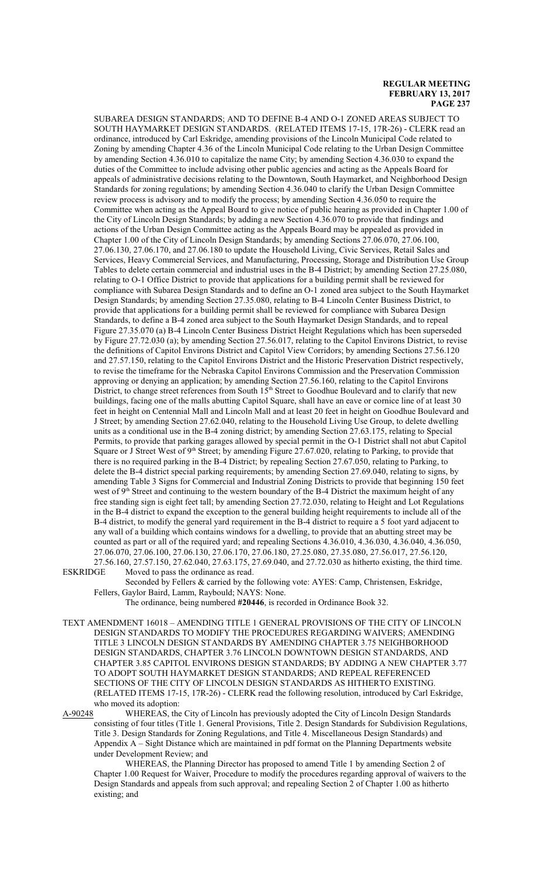SUBAREA DESIGN STANDARDS; AND TO DEFINE B-4 AND O-1 ZONED AREAS SUBJECT TO SOUTH HAYMARKET DESIGN STANDARDS. (RELATED ITEMS 17-15, 17R-26) - CLERK read an ordinance, introduced by Carl Eskridge, amending provisions of the Lincoln Municipal Code related to Zoning by amending Chapter 4.36 of the Lincoln Municipal Code relating to the Urban Design Committee by amending Section 4.36.010 to capitalize the name City; by amending Section 4.36.030 to expand the duties of the Committee to include advising other public agencies and acting as the Appeals Board for appeals of administrative decisions relating to the Downtown, South Haymarket, and Neighborhood Design Standards for zoning regulations; by amending Section 4.36.040 to clarify the Urban Design Committee review process is advisory and to modify the process; by amending Section 4.36.050 to require the Committee when acting as the Appeal Board to give notice of public hearing as provided in Chapter 1.00 of the City of Lincoln Design Standards; by adding a new Section 4.36.070 to provide that findings and actions of the Urban Design Committee acting as the Appeals Board may be appealed as provided in Chapter 1.00 of the City of Lincoln Design Standards; by amending Sections 27.06.070, 27.06.100, 27.06.130, 27.06.170, and 27.06.180 to update the Household Living, Civic Services, Retail Sales and Services, Heavy Commercial Services, and Manufacturing, Processing, Storage and Distribution Use Group Tables to delete certain commercial and industrial uses in the B-4 District; by amending Section 27.25.080, relating to O-1 Office District to provide that applications for a building permit shall be reviewed for compliance with Subarea Design Standards and to define an O-1 zoned area subject to the South Haymarket Design Standards; by amending Section 27.35.080, relating to B-4 Lincoln Center Business District, to provide that applications for a building permit shall be reviewed for compliance with Subarea Design Standards, to define a B-4 zoned area subject to the South Haymarket Design Standards, and to repeal Figure 27.35.070 (a) B-4 Lincoln Center Business District Height Regulations which has been superseded by Figure 27.72.030 (a); by amending Section 27.56.017, relating to the Capitol Environs District, to revise the definitions of Capitol Environs District and Capitol View Corridors; by amending Sections 27.56.120 and 27.57.150, relating to the Capitol Environs District and the Historic Preservation District respectively, to revise the timeframe for the Nebraska Capitol Environs Commission and the Preservation Commission approving or denying an application; by amending Section 27.56.160, relating to the Capitol Environs District, to change street references from South 15th Street to Goodhue Boulevard and to clarify that new buildings, facing one of the malls abutting Capitol Square, shall have an eave or cornice line of at least 30 feet in height on Centennial Mall and Lincoln Mall and at least 20 feet in height on Goodhue Boulevard and J Street; by amending Section 27.62.040, relating to the Household Living Use Group, to delete dwelling units as a conditional use in the B-4 zoning district; by amending Section 27.63.175, relating to Special Permits, to provide that parking garages allowed by special permit in the O-1 District shall not abut Capitol Square or J Street West of 9th Street; by amending Figure 27.67.020, relating to Parking, to provide that there is no required parking in the B-4 District; by repealing Section 27.67.050, relating to Parking, to delete the B-4 district special parking requirements; by amending Section 27.69.040, relating to signs, by amending Table 3 Signs for Commercial and Industrial Zoning Districts to provide that beginning 150 feet west of 9th Street and continuing to the western boundary of the B-4 District the maximum height of any free standing sign is eight feet tall; by amending Section 27.72.030, relating to Height and Lot Regulations in the B-4 district to expand the exception to the general building height requirements to include all of the B-4 district, to modify the general yard requirement in the B-4 district to require a 5 foot yard adjacent to any wall of a building which contains windows for a dwelling, to provide that an abutting street may be counted as part or all of the required yard; and repealing Sections 4.36.010, 4.36.030, 4.36.040, 4.36.050, 27.06.070, 27.06.100, 27.06.130, 27.06.170, 27.06.180, 27.25.080, 27.35.080, 27.56.017, 27.56.120, 27.56.160, 27.57.150, 27.62.040, 27.63.175, 27.69.040, and 27.72.030 as hitherto existing, the third time.

ESKRIDGE Moved to pass the ordinance as read.

Seconded by Fellers & carried by the following vote: AYES: Camp, Christensen, Eskridge, Fellers, Gaylor Baird, Lamm, Raybould; NAYS: None.

The ordinance, being numbered **#20446**, is recorded in Ordinance Book 32.

TEXT AMENDMENT 16018 – AMENDING TITLE 1 GENERAL PROVISIONS OF THE CITY OF LINCOLN DESIGN STANDARDS TO MODIFY THE PROCEDURES REGARDING WAIVERS; AMENDING TITLE 3 LINCOLN DESIGN STANDARDS BY AMENDING CHAPTER 3.75 NEIGHBORHOOD DESIGN STANDARDS, CHAPTER 3.76 LINCOLN DOWNTOWN DESIGN STANDARDS, AND CHAPTER 3.85 CAPITOL ENVIRONS DESIGN STANDARDS; BY ADDING A NEW CHAPTER 3.77 TO ADOPT SOUTH HAYMARKET DESIGN STANDARDS; AND REPEAL REFERENCED SECTIONS OF THE CITY OF LINCOLN DESIGN STANDARDS AS HITHERTO EXISTING. (RELATED ITEMS 17-15, 17R-26) - CLERK read the following resolution, introduced by Carl Eskridge, who moved its adoption:

A-90248 WHEREAS, the City of Lincoln has previously adopted the City of Lincoln Design Standards consisting of four titles (Title 1. General Provisions, Title 2. Design Standards for Subdivision Regulations, Title 3. Design Standards for Zoning Regulations, and Title 4. Miscellaneous Design Standards) and Appendix A – Sight Distance which are maintained in pdf format on the Planning Departments website under Development Review; and

WHEREAS, the Planning Director has proposed to amend Title 1 by amending Section 2 of Chapter 1.00 Request for Waiver, Procedure to modify the procedures regarding approval of waivers to the Design Standards and appeals from such approval; and repealing Section 2 of Chapter 1.00 as hitherto existing; and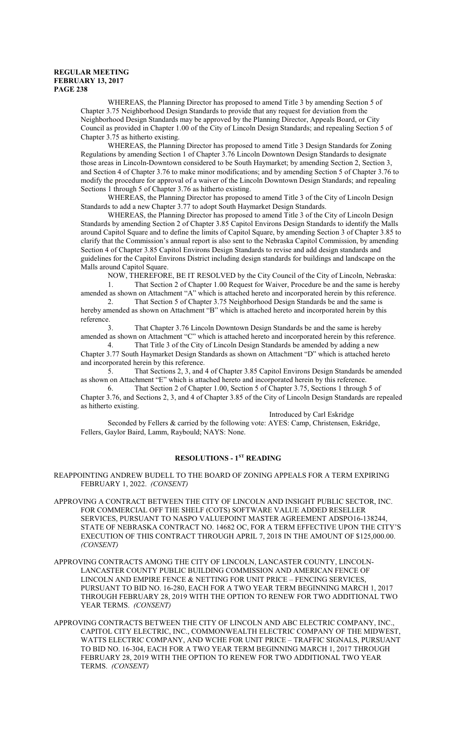WHEREAS, the Planning Director has proposed to amend Title 3 by amending Section 5 of Chapter 3.75 Neighborhood Design Standards to provide that any request for deviation from the Neighborhood Design Standards may be approved by the Planning Director, Appeals Board, or City Council as provided in Chapter 1.00 of the City of Lincoln Design Standards; and repealing Section 5 of Chapter 3.75 as hitherto existing.

WHEREAS, the Planning Director has proposed to amend Title 3 Design Standards for Zoning Regulations by amending Section 1 of Chapter 3.76 Lincoln Downtown Design Standards to designate those areas in Lincoln-Downtown considered to be South Haymarket; by amending Section 2, Section 3, and Section 4 of Chapter 3.76 to make minor modifications; and by amending Section 5 of Chapter 3.76 to modify the procedure for approval of a waiver of the Lincoln Downtown Design Standards; and repealing Sections 1 through 5 of Chapter 3.76 as hitherto existing.

WHEREAS, the Planning Director has proposed to amend Title 3 of the City of Lincoln Design Standards to add a new Chapter 3.77 to adopt South Haymarket Design Standards.

WHEREAS, the Planning Director has proposed to amend Title 3 of the City of Lincoln Design Standards by amending Section 2 of Chapter 3.85 Capitol Environs Design Standards to identify the Malls around Capitol Square and to define the limits of Capitol Square, by amending Section 3 of Chapter 3.85 to clarify that the Commission's annual report is also sent to the Nebraska Capitol Commission, by amending Section 4 of Chapter 3.85 Capitol Environs Design Standards to revise and add design standards and guidelines for the Capitol Environs District including design standards for buildings and landscape on the Malls around Capitol Square.

NOW, THEREFORE, BE IT RESOLVED by the City Council of the City of Lincoln, Nebraska:

1. That Section 2 of Chapter 1.00 Request for Waiver, Procedure be and the same is hereby amended as shown on Attachment "A" which is attached hereto and incorporated herein by this reference.

2. That Section 5 of Chapter 3.75 Neighborhood Design Standards be and the same is hereby amended as shown on Attachment "B" which is attached hereto and incorporated herein by this reference.

3. That Chapter 3.76 Lincoln Downtown Design Standards be and the same is hereby amended as shown on Attachment "C" which is attached hereto and incorporated herein by this reference.

4. That Title 3 of the City of Lincoln Design Standards be amended by adding a new Chapter 3.77 South Haymarket Design Standards as shown on Attachment "D" which is attached hereto and incorporated herein by this reference.

5. That Sections 2, 3, and 4 of Chapter 3.85 Capitol Environs Design Standards be amended as shown on Attachment "E" which is attached hereto and incorporated herein by this reference.

6. That Section 2 of Chapter 1.00, Section 5 of Chapter 3.75, Sections 1 through 5 of Chapter 3.76, and Sections 2, 3, and 4 of Chapter 3.85 of the City of Lincoln Design Standards are repealed as hitherto existing.

Introduced by Carl Eskridge

Seconded by Fellers & carried by the following vote: AYES: Camp, Christensen, Eskridge, Fellers, Gaylor Baird, Lamm, Raybould; NAYS: None.

## RESOLUTIONS - 1ST READING

REAPPOINTING ANDREW BUDELL TO THE BOARD OF ZONING APPEALS FOR A TERM EXPIRING FEBRUARY 1, 2022. *(CONSENT)*

APPROVING A CONTRACT BETWEEN THE CITY OF LINCOLN AND INSIGHT PUBLIC SECTOR, INC. FOR COMMERCIAL OFF THE SHELF (COTS) SOFTWARE VALUE ADDED RESELLER SERVICES, PURSUANT TO NASPO VALUEPOINT MASTER AGREEMENT ADSPO16-138244, STATE OF NEBRASKA CONTRACT NO. 14682 OC, FOR A TERM EFFECTIVE UPON THE CITY'S EXECUTION OF THIS CONTRACT THROUGH APRIL 7, 2018 IN THE AMOUNT OF $125,000.00. *(CONSENT)*

APPROVING CONTRACTS AMONG THE CITY OF LINCOLN, LANCASTER COUNTY, LINCOLN-LANCASTER COUNTY PUBLIC BUILDING COMMISSION AND AMERICAN FENCE OF LINCOLN AND EMPIRE FENCE & NETTING FOR UNIT PRICE – FENCING SERVICES, PURSUANT TO BID NO. 16-280, EACH FOR A TWO YEAR TERM BEGINNING MARCH 1, 2017 THROUGH FEBRUARY 28, 2019 WITH THE OPTION TO RENEW FOR TWO ADDITIONAL TWO YEAR TERMS. *(CONSENT)*

APPROVING CONTRACTS BETWEEN THE CITY OF LINCOLN AND ABC ELECTRIC COMPANY, INC., CAPITOL CITY ELECTRIC, INC., COMMONWEALTH ELECTRIC COMPANY OF THE MIDWEST, WATTS ELECTRIC COMPANY, AND WCHE FOR UNIT PRICE – TRAFFIC SIGNALS, PURSUANT TO BID NO. 16-304, EACH FOR A TWO YEAR TERM BEGINNING MARCH 1, 2017 THROUGH FEBRUARY 28, 2019 WITH THE OPTION TO RENEW FOR TWO ADDITIONAL TWO YEAR TERMS. *(CONSENT)*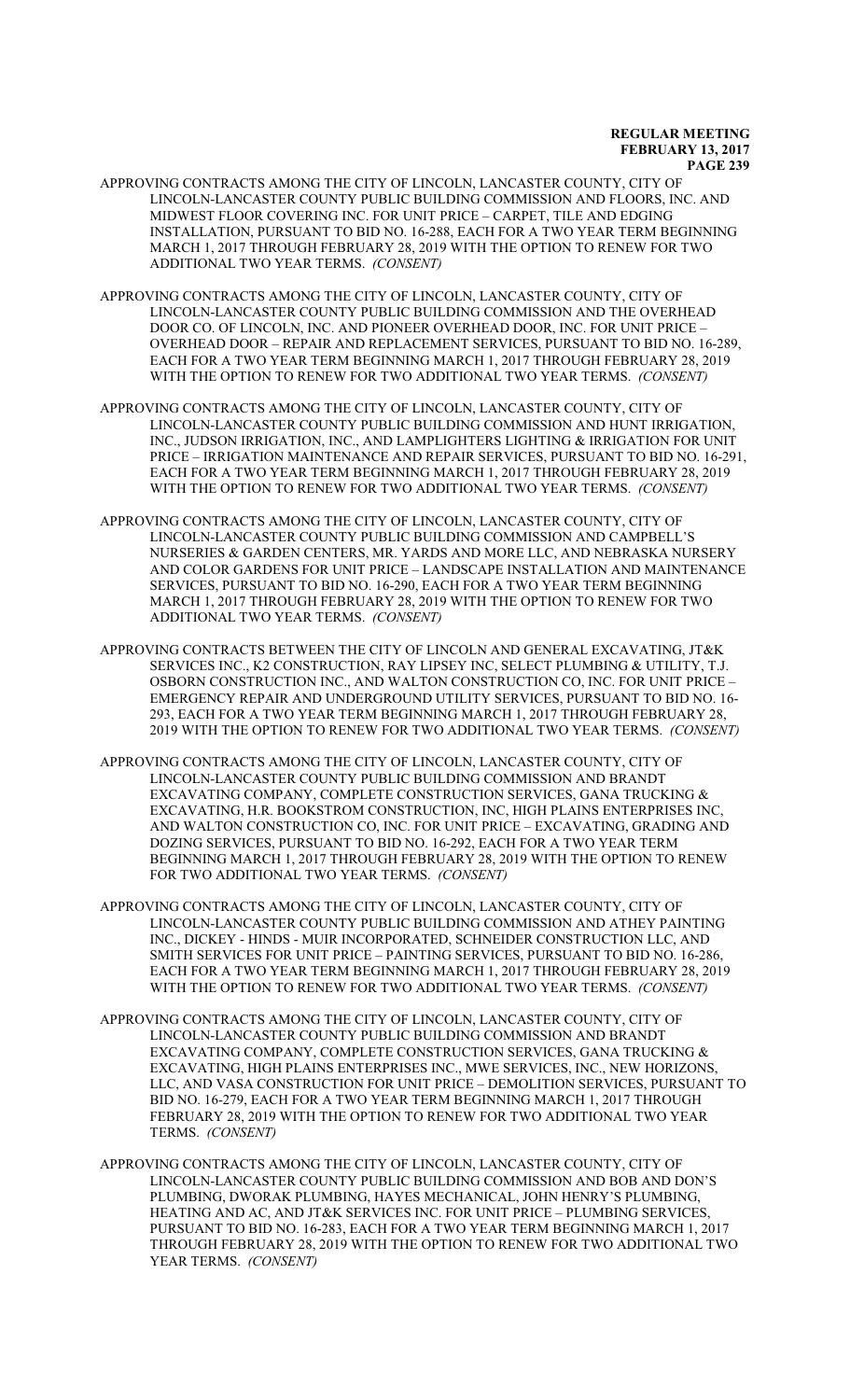APPROVING CONTRACTS AMONG THE CITY OF LINCOLN, LANCASTER COUNTY, CITY OF LINCOLN-LANCASTER COUNTY PUBLIC BUILDING COMMISSION AND FLOORS, INC. AND MIDWEST FLOOR COVERING INC. FOR UNIT PRICE – CARPET, TILE AND EDGING INSTALLATION, PURSUANT TO BID NO. 16-288, EACH FOR A TWO YEAR TERM BEGINNING MARCH 1, 2017 THROUGH FEBRUARY 28, 2019 WITH THE OPTION TO RENEW FOR TWO ADDITIONAL TWO YEAR TERMS. *(CONSENT)*

APPROVING CONTRACTS AMONG THE CITY OF LINCOLN, LANCASTER COUNTY, CITY OF LINCOLN-LANCASTER COUNTY PUBLIC BUILDING COMMISSION AND THE OVERHEAD DOOR CO. OF LINCOLN, INC. AND PIONEER OVERHEAD DOOR, INC. FOR UNIT PRICE – OVERHEAD DOOR – REPAIR AND REPLACEMENT SERVICES, PURSUANT TO BID NO. 16-289, EACH FOR A TWO YEAR TERM BEGINNING MARCH 1, 2017 THROUGH FEBRUARY 28, 2019 WITH THE OPTION TO RENEW FOR TWO ADDITIONAL TWO YEAR TERMS. *(CONSENT)*

APPROVING CONTRACTS AMONG THE CITY OF LINCOLN, LANCASTER COUNTY, CITY OF LINCOLN-LANCASTER COUNTY PUBLIC BUILDING COMMISSION AND HUNT IRRIGATION, INC., JUDSON IRRIGATION, INC., AND LAMPLIGHTERS LIGHTING & IRRIGATION FOR UNIT PRICE – IRRIGATION MAINTENANCE AND REPAIR SERVICES, PURSUANT TO BID NO. 16-291, EACH FOR A TWO YEAR TERM BEGINNING MARCH 1, 2017 THROUGH FEBRUARY 28, 2019 WITH THE OPTION TO RENEW FOR TWO ADDITIONAL TWO YEAR TERMS. *(CONSENT)*

APPROVING CONTRACTS AMONG THE CITY OF LINCOLN, LANCASTER COUNTY, CITY OF LINCOLN-LANCASTER COUNTY PUBLIC BUILDING COMMISSION AND CAMPBELL'S NURSERIES & GARDEN CENTERS, MR. YARDS AND MORE LLC, AND NEBRASKA NURSERY AND COLOR GARDENS FOR UNIT PRICE – LANDSCAPE INSTALLATION AND MAINTENANCE SERVICES, PURSUANT TO BID NO. 16-290, EACH FOR A TWO YEAR TERM BEGINNING MARCH 1, 2017 THROUGH FEBRUARY 28, 2019 WITH THE OPTION TO RENEW FOR TWO ADDITIONAL TWO YEAR TERMS. *(CONSENT)*

APPROVING CONTRACTS BETWEEN THE CITY OF LINCOLN AND GENERAL EXCAVATING, JT&K SERVICES INC., K2 CONSTRUCTION, RAY LIPSEY INC, SELECT PLUMBING & UTILITY, T.J. OSBORN CONSTRUCTION INC., AND WALTON CONSTRUCTION CO, INC. FOR UNIT PRICE – EMERGENCY REPAIR AND UNDERGROUND UTILITY SERVICES, PURSUANT TO BID NO. 16-293, EACH FOR A TWO YEAR TERM BEGINNING MARCH 1, 2017 THROUGH FEBRUARY 28, 2019 WITH THE OPTION TO RENEW FOR TWO ADDITIONAL TWO YEAR TERMS. *(CONSENT)*

APPROVING CONTRACTS AMONG THE CITY OF LINCOLN, LANCASTER COUNTY, CITY OF LINCOLN-LANCASTER COUNTY PUBLIC BUILDING COMMISSION AND BRANDT EXCAVATING COMPANY, COMPLETE CONSTRUCTION SERVICES, GANA TRUCKING & EXCAVATING, H.R. BOOKSTROM CONSTRUCTION, INC, HIGH PLAINS ENTERPRISES INC, AND WALTON CONSTRUCTION CO, INC. FOR UNIT PRICE – EXCAVATING, GRADING AND DOZING SERVICES, PURSUANT TO BID NO. 16-292, EACH FOR A TWO YEAR TERM BEGINNING MARCH 1, 2017 THROUGH FEBRUARY 28, 2019 WITH THE OPTION TO RENEW FOR TWO ADDITIONAL TWO YEAR TERMS. *(CONSENT)*

APPROVING CONTRACTS AMONG THE CITY OF LINCOLN, LANCASTER COUNTY, CITY OF LINCOLN-LANCASTER COUNTY PUBLIC BUILDING COMMISSION AND ATHEY PAINTING INC., DICKEY - HINDS - MUIR INCORPORATED, SCHNEIDER CONSTRUCTION LLC, AND SMITH SERVICES FOR UNIT PRICE – PAINTING SERVICES, PURSUANT TO BID NO. 16-286, EACH FOR A TWO YEAR TERM BEGINNING MARCH 1, 2017 THROUGH FEBRUARY 28, 2019 WITH THE OPTION TO RENEW FOR TWO ADDITIONAL TWO YEAR TERMS. *(CONSENT)*

APPROVING CONTRACTS AMONG THE CITY OF LINCOLN, LANCASTER COUNTY, CITY OF LINCOLN-LANCASTER COUNTY PUBLIC BUILDING COMMISSION AND BRANDT EXCAVATING COMPANY, COMPLETE CONSTRUCTION SERVICES, GANA TRUCKING & EXCAVATING, HIGH PLAINS ENTERPRISES INC., MWE SERVICES, INC., NEW HORIZONS, LLC, AND VASA CONSTRUCTION FOR UNIT PRICE – DEMOLITION SERVICES, PURSUANT TO BID NO. 16-279, EACH FOR A TWO YEAR TERM BEGINNING MARCH 1, 2017 THROUGH FEBRUARY 28, 2019 WITH THE OPTION TO RENEW FOR TWO ADDITIONAL TWO YEAR TERMS. *(CONSENT)*

APPROVING CONTRACTS AMONG THE CITY OF LINCOLN, LANCASTER COUNTY, CITY OF LINCOLN-LANCASTER COUNTY PUBLIC BUILDING COMMISSION AND BOB AND DON'S PLUMBING, DWORAK PLUMBING, HAYES MECHANICAL, JOHN HENRY'S PLUMBING, HEATING AND AC, AND JT&K SERVICES INC. FOR UNIT PRICE – PLUMBING SERVICES, PURSUANT TO BID NO. 16-283, EACH FOR A TWO YEAR TERM BEGINNING MARCH 1, 2017 THROUGH FEBRUARY 28, 2019 WITH THE OPTION TO RENEW FOR TWO ADDITIONAL TWO YEAR TERMS. *(CONSENT)*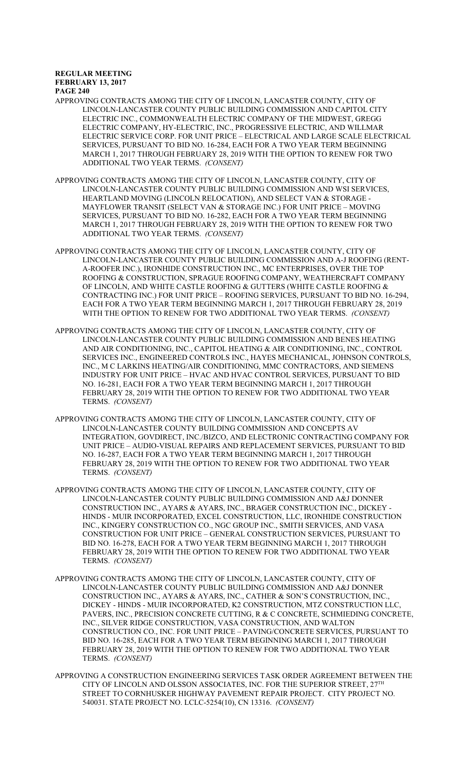APPROVING CONTRACTS AMONG THE CITY OF LINCOLN, LANCASTER COUNTY, CITY OF LINCOLN-LANCASTER COUNTY PUBLIC BUILDING COMMISSION AND CAPITOL CITY ELECTRIC INC., COMMONWEALTH ELECTRIC COMPANY OF THE MIDWEST, GREGG ELECTRIC COMPANY, HY-ELECTRIC, INC., PROGRESSIVE ELECTRIC, AND WILLMAR ELECTRIC SERVICE CORP. FOR UNIT PRICE – ELECTRICAL AND LARGE SCALE ELECTRICAL SERVICES, PURSUANT TO BID NO. 16-284, EACH FOR A TWO YEAR TERM BEGINNING MARCH 1, 2017 THROUGH FEBRUARY 28, 2019 WITH THE OPTION TO RENEW FOR TWO ADDITIONAL TWO YEAR TERMS. *(CONSENT)*

APPROVING CONTRACTS AMONG THE CITY OF LINCOLN, LANCASTER COUNTY, CITY OF LINCOLN-LANCASTER COUNTY PUBLIC BUILDING COMMISSION AND WSI SERVICES, HEARTLAND MOVING (LINCOLN RELOCATION), AND SELECT VAN & STORAGE - MAYFLOWER TRANSIT (SELECT VAN & STORAGE INC.) FOR UNIT PRICE – MOVING SERVICES, PURSUANT TO BID NO. 16-282, EACH FOR A TWO YEAR TERM BEGINNING MARCH 1, 2017 THROUGH FEBRUARY 28, 2019 WITH THE OPTION TO RENEW FOR TWO ADDITIONAL TWO YEAR TERMS. *(CONSENT)*

APPROVING CONTRACTS AMONG THE CITY OF LINCOLN, LANCASTER COUNTY, CITY OF LINCOLN-LANCASTER COUNTY PUBLIC BUILDING COMMISSION AND A-J ROOFING (RENT-A-ROOFER INC.), IRONHIDE CONSTRUCTION INC., MC ENTERPRISES, OVER THE TOP ROOFING & CONSTRUCTION, SPRAGUE ROOFING COMPANY, WEATHERCRAFT COMPANY OF LINCOLN, AND WHITE CASTLE ROOFING & GUTTERS (WHITE CASTLE ROOFING & CONTRACTING INC.) FOR UNIT PRICE – ROOFING SERVICES, PURSUANT TO BID NO. 16-294, EACH FOR A TWO YEAR TERM BEGINNING MARCH 1, 2017 THROUGH FEBRUARY 28, 2019 WITH THE OPTION TO RENEW FOR TWO ADDITIONAL TWO YEAR TERMS. *(CONSENT)*

APPROVING CONTRACTS AMONG THE CITY OF LINCOLN, LANCASTER COUNTY, CITY OF LINCOLN-LANCASTER COUNTY PUBLIC BUILDING COMMISSION AND BENES HEATING AND AIR CONDITIONING, INC., CAPITOL HEATING & AIR CONDITIONING, INC., CONTROL SERVICES INC., ENGINEERED CONTROLS INC., HAYES MECHANICAL, JOHNSON CONTROLS, INC., M C LARKINS HEATING/AIR CONDITIONING, MMC CONTRACTORS, AND SIEMENS INDUSTRY FOR UNIT PRICE – HVAC AND HVAC CONTROL SERVICES, PURSUANT TO BID NO. 16-281, EACH FOR A TWO YEAR TERM BEGINNING MARCH 1, 2017 THROUGH FEBRUARY 28, 2019 WITH THE OPTION TO RENEW FOR TWO ADDITIONAL TWO YEAR TERMS. *(CONSENT)*

APPROVING CONTRACTS AMONG THE CITY OF LINCOLN, LANCASTER COUNTY, CITY OF LINCOLN-LANCASTER COUNTY BUILDING COMMISSION AND CONCEPTS AV INTEGRATION, GOVDIRECT, INC./BIZCO, AND ELECTRONIC CONTRACTING COMPANY FOR UNIT PRICE – AUDIO-VISUAL REPAIRS AND REPLACEMENT SERVICES, PURSUANT TO BID NO. 16-287, EACH FOR A TWO YEAR TERM BEGINNING MARCH 1, 2017 THROUGH FEBRUARY 28, 2019 WITH THE OPTION TO RENEW FOR TWO ADDITIONAL TWO YEAR TERMS. *(CONSENT)*

APPROVING CONTRACTS AMONG THE CITY OF LINCOLN, LANCASTER COUNTY, CITY OF LINCOLN-LANCASTER COUNTY PUBLIC BUILDING COMMISSION AND A&J DONNER CONSTRUCTION INC., AYARS & AYARS, INC., BRAGER CONSTRUCTION INC., DICKEY - HINDS - MUIR INCORPORATED, EXCEL CONSTRUCTION, LLC, IRONHIDE CONSTRUCTION INC., KINGERY CONSTRUCTION CO., NGC GROUP INC., SMITH SERVICES, AND VASA CONSTRUCTION FOR UNIT PRICE – GENERAL CONSTRUCTION SERVICES, PURSUANT TO BID NO. 16-278, EACH FOR A TWO YEAR TERM BEGINNING MARCH 1, 2017 THROUGH FEBRUARY 28, 2019 WITH THE OPTION TO RENEW FOR TWO ADDITIONAL TWO YEAR TERMS. *(CONSENT)*

APPROVING CONTRACTS AMONG THE CITY OF LINCOLN, LANCASTER COUNTY, CITY OF LINCOLN-LANCASTER COUNTY PUBLIC BUILDING COMMISSION AND A&J DONNER CONSTRUCTION INC., AYARS & AYARS, INC., CATHER & SON'S CONSTRUCTION, INC., DICKEY - HINDS - MUIR INCORPORATED, K2 CONSTRUCTION, MTZ CONSTRUCTION LLC, PAVERS, INC., PRECISION CONCRETE CUTTING, R & C CONCRETE, SCHMIEDING CONCRETE, INC., SILVER RIDGE CONSTRUCTION, VASA CONSTRUCTION, AND WALTON CONSTRUCTION CO., INC. FOR UNIT PRICE – PAVING/CONCRETE SERVICES, PURSUANT TO BID NO. 16-285, EACH FOR A TWO YEAR TERM BEGINNING MARCH 1, 2017 THROUGH FEBRUARY 28, 2019 WITH THE OPTION TO RENEW FOR TWO ADDITIONAL TWO YEAR TERMS. *(CONSENT)*

APPROVING A CONSTRUCTION ENGINEERING SERVICES TASK ORDER AGREEMENT BETWEEN THE CITY OF LINCOLN AND OLSSON ASSOCIATES, INC. FOR THE SUPERIOR STREET, 27TH STREET TO CORNHUSKER HIGHWAY PAVEMENT REPAIR PROJECT. CITY PROJECT NO. 540031. STATE PROJECT NO. LCLC-5254(10), CN 13316. *(CONSENT)*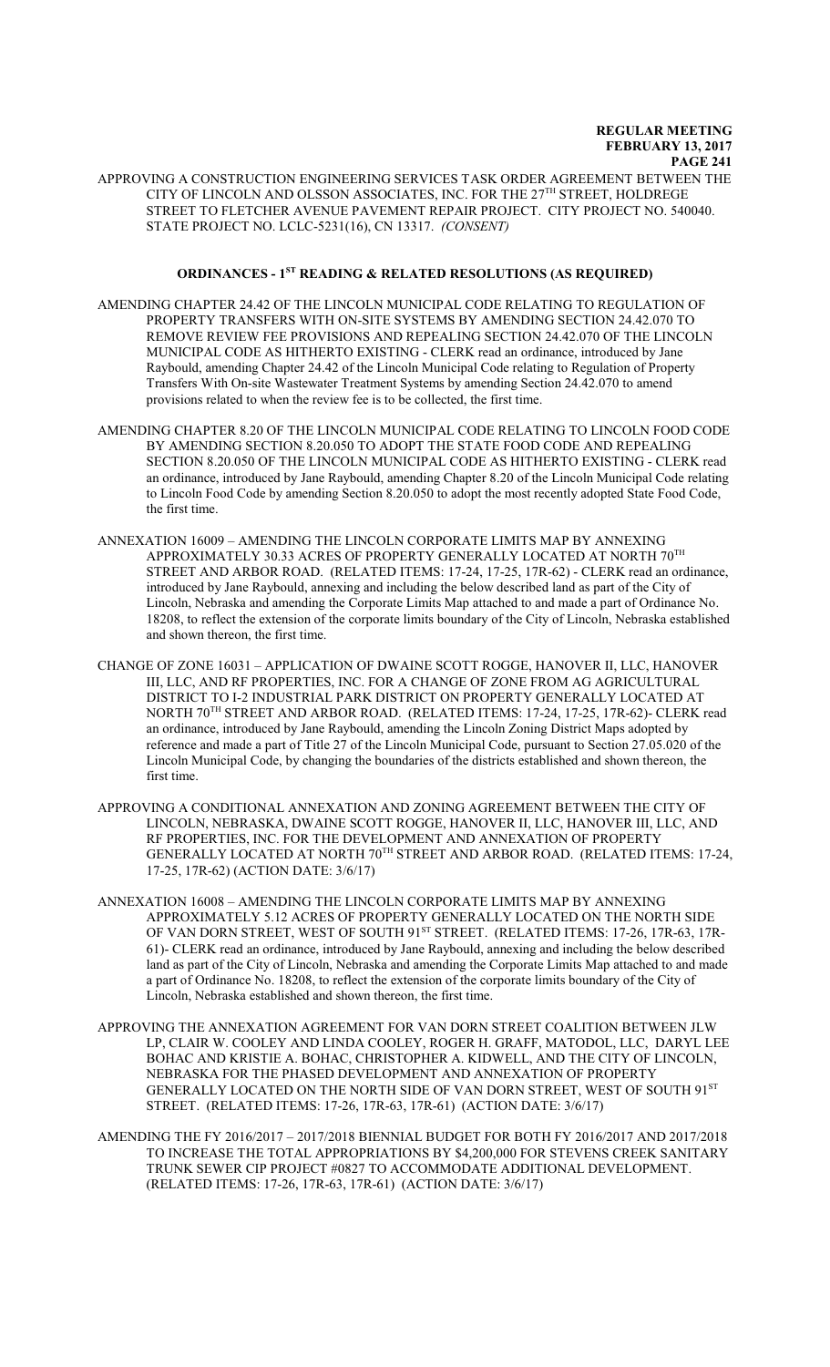APPROVING A CONSTRUCTION ENGINEERING SERVICES TASK ORDER AGREEMENT BETWEEN THE CITY OF LINCOLN AND OLSSON ASSOCIATES, INC. FOR THE 27TH STREET, HOLDREGE STREET TO FLETCHER AVENUE PAVEMENT REPAIR PROJECT. CITY PROJECT NO. 540040. STATE PROJECT NO. LCLC-5231(16), CN 13317. *(CONSENT)*

## ORDINANCES - 1ST READING & RELATED RESOLUTIONS (AS REQUIRED)

AMENDING CHAPTER 24.42 OF THE LINCOLN MUNICIPAL CODE RELATING TO REGULATION OF PROPERTY TRANSFERS WITH ON-SITE SYSTEMS BY AMENDING SECTION 24.42.070 TO REMOVE REVIEW FEE PROVISIONS AND REPEALING SECTION 24.42.070 OF THE LINCOLN MUNICIPAL CODE AS HITHERTO EXISTING - CLERK read an ordinance, introduced by Jane Raybould, amending Chapter 24.42 of the Lincoln Municipal Code relating to Regulation of Property Transfers With On-site Wastewater Treatment Systems by amending Section 24.42.070 to amend provisions related to when the review fee is to be collected, the first time.

AMENDING CHAPTER 8.20 OF THE LINCOLN MUNICIPAL CODE RELATING TO LINCOLN FOOD CODE BY AMENDING SECTION 8.20.050 TO ADOPT THE STATE FOOD CODE AND REPEALING SECTION 8.20.050 OF THE LINCOLN MUNICIPAL CODE AS HITHERTO EXISTING - CLERK read an ordinance, introduced by Jane Raybould, amending Chapter 8.20 of the Lincoln Municipal Code relating to Lincoln Food Code by amending Section 8.20.050 to adopt the most recently adopted State Food Code, the first time.

ANNEXATION 16009 – AMENDING THE LINCOLN CORPORATE LIMITS MAP BY ANNEXING APPROXIMATELY 30.33 ACRES OF PROPERTY GENERALLY LOCATED AT NORTH 70TH STREET AND ARBOR ROAD. (RELATED ITEMS: 17-24, 17-25, 17R-62) - CLERK read an ordinance, introduced by Jane Raybould, annexing and including the below described land as part of the City of Lincoln, Nebraska and amending the Corporate Limits Map attached to and made a part of Ordinance No. 18208, to reflect the extension of the corporate limits boundary of the City of Lincoln, Nebraska established and shown thereon, the first time.

CHANGE OF ZONE 16031 – APPLICATION OF DWAINE SCOTT ROGGE, HANOVER II, LLC, HANOVER III, LLC, AND RF PROPERTIES, INC. FOR A CHANGE OF ZONE FROM AG AGRICULTURAL DISTRICT TO I-2 INDUSTRIAL PARK DISTRICT ON PROPERTY GENERALLY LOCATED AT NORTH 70TH STREET AND ARBOR ROAD. (RELATED ITEMS: 17-24, 17-25, 17R-62)- CLERK read an ordinance, introduced by Jane Raybould, amending the Lincoln Zoning District Maps adopted by reference and made a part of Title 27 of the Lincoln Municipal Code, pursuant to Section 27.05.020 of the Lincoln Municipal Code, by changing the boundaries of the districts established and shown thereon, the first time.

APPROVING A CONDITIONAL ANNEXATION AND ZONING AGREEMENT BETWEEN THE CITY OF LINCOLN, NEBRASKA, DWAINE SCOTT ROGGE, HANOVER II, LLC, HANOVER III, LLC, AND RF PROPERTIES, INC. FOR THE DEVELOPMENT AND ANNEXATION OF PROPERTY GENERALLY LOCATED AT NORTH 70TH STREET AND ARBOR ROAD. (RELATED ITEMS: 17-24, 17-25, 17R-62) (ACTION DATE: 3/6/17)

ANNEXATION 16008 – AMENDING THE LINCOLN CORPORATE LIMITS MAP BY ANNEXING APPROXIMATELY 5.12 ACRES OF PROPERTY GENERALLY LOCATED ON THE NORTH SIDE OF VAN DORN STREET, WEST OF SOUTH 91ST STREET. (RELATED ITEMS: 17-26, 17R-63, 17R-61)- CLERK read an ordinance, introduced by Jane Raybould, annexing and including the below described land as part of the City of Lincoln, Nebraska and amending the Corporate Limits Map attached to and made a part of Ordinance No. 18208, to reflect the extension of the corporate limits boundary of the City of Lincoln, Nebraska established and shown thereon, the first time.

APPROVING THE ANNEXATION AGREEMENT FOR VAN DORN STREET COALITION BETWEEN JLW LP, CLAIR W. COOLEY AND LINDA COOLEY, ROGER H. GRAFF, MATODOL, LLC, DARYL LEE BOHAC AND KRISTIE A. BOHAC, CHRISTOPHER A. KIDWELL, AND THE CITY OF LINCOLN, NEBRASKA FOR THE PHASED DEVELOPMENT AND ANNEXATION OF PROPERTY GENERALLY LOCATED ON THE NORTH SIDE OF VAN DORN STREET, WEST OF SOUTH 91ST STREET. (RELATED ITEMS: 17-26, 17R-63, 17R-61) (ACTION DATE: 3/6/17)

AMENDING THE FY 2016/2017 – 2017/2018 BIENNIAL BUDGET FOR BOTH FY 2016/2017 AND 2017/2018 TO INCREASE THE TOTAL APPROPRIATIONS BY $4,200,000 FOR STEVENS CREEK SANITARY TRUNK SEWER CIP PROJECT #0827 TO ACCOMMODATE ADDITIONAL DEVELOPMENT. (RELATED ITEMS: 17-26, 17R-63, 17R-61) (ACTION DATE: 3/6/17)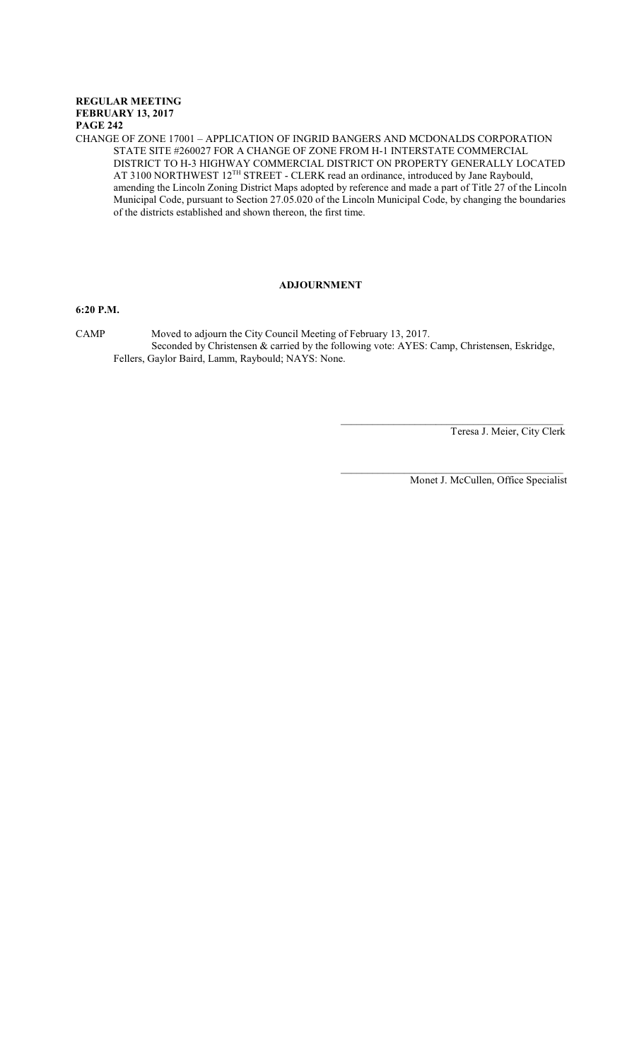CHANGE OF ZONE 17001 – APPLICATION OF INGRID BANGERS AND MCDONALDS CORPORATION STATE SITE #260027 FOR A CHANGE OF ZONE FROM H-1 INTERSTATE COMMERCIAL DISTRICT TO H-3 HIGHWAY COMMERCIAL DISTRICT ON PROPERTY GENERALLY LOCATED AT 3100 NORTHWEST 12TH STREET - CLERK read an ordinance, introduced by Jane Raybould, amending the Lincoln Zoning District Maps adopted by reference and made a part of Title 27 of the Lincoln Municipal Code, pursuant to Section 27.05.020 of the Lincoln Municipal Code, by changing the boundaries of the districts established and shown thereon, the first time.

## ADJOURNMENT

**6:20 P.M.**

CAMP Moved to adjourn the City Council Meeting of February 13, 2017.
Seconded by Christensen & carried by the following vote: AYES: Camp, Christensen, Eskridge, Fellers, Gaylor Baird, Lamm, Raybould; NAYS: None.

\_\_\_\_\_\_\_\_\_\_\_\_\_\_\_\_\_\_\_\_\_\_\_\_\_\_\_\_\_\_\_\_\_\_\_\_\_\_\_\_
Teresa J. Meier, City Clerk

\_\_\_\_\_\_\_\_\_\_\_\_\_\_\_\_\_\_\_\_\_\_\_\_\_\_\_\_\_\_\_\_\_\_\_\_\_\_\_\_
Monet J. McCullen, Office Specialist